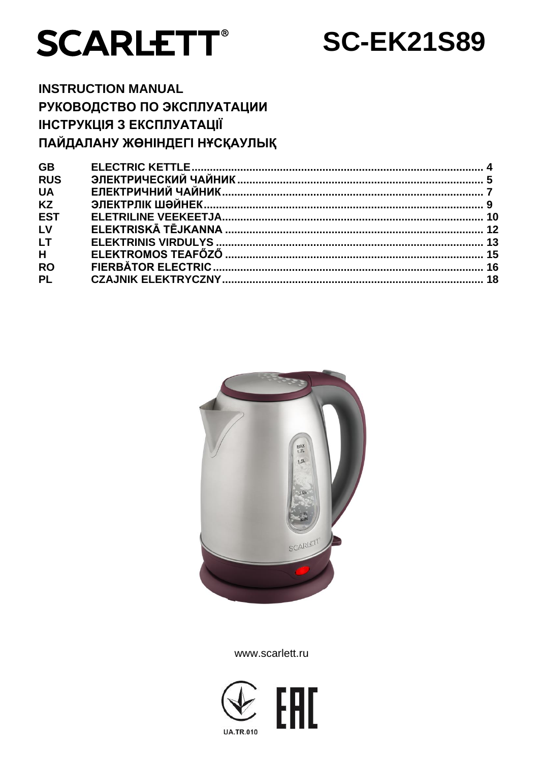# SCARLETT®

# SC-EK21S89

**INSTRUCTION MANUAL**
**РУКОВОДСТВО ПО ЭКСПЛУАТАЦИИ**
**ІНСТРУКЦІЯ З ЕКСПЛУАТАЦІЇ**
**ПАЙДАЛАНУ ЖӨНІНДЕГІ НҰСҚАУЛЫҚ**

| | | |
|---|---|---|
| GB | ELECTRIC KETTLE | 4 |
| RUS | ЭЛЕКТРИЧЕСКИЙ ЧАЙНИК | 5 |
| UA | ЕЛЕКТРИЧНИЙ ЧАЙНИК | 7 |
| KZ | ЭЛЕКТРЛІК ШӘЙНЕК | 9 |
| EST | ELETRILINE VEEKEETJA | 10 |
| LV | ELEKTRISKĀ TĒJKANNA | 12 |
| LT | ELEKTRINIS VIRDULYS | 13 |
| H | ELEKTROMOS TEAFŐZŐ | 15 |
| RO | FIERBĂTOR ELECTRIC | 16 |
| PL | CZAJNIK ELEKTRYCZNY | 18 |

www.scarlett.ru

UA.TR.010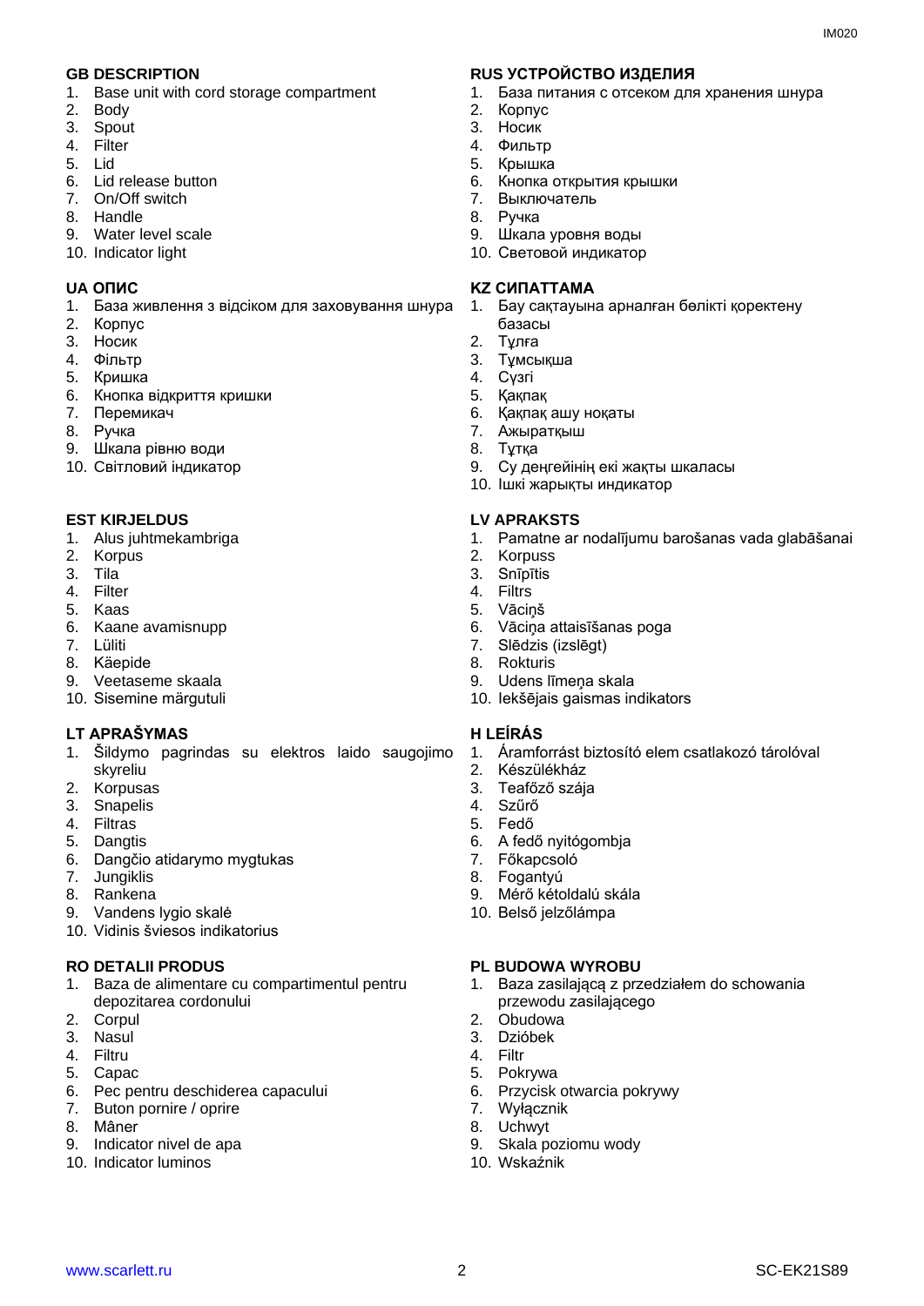## GB DESCRIPTION

1. Base unit with cord storage compartment
2. Body
3. Spout
4. Filter
5. Lid
6. Lid release button
7. On/Off switch
8. Handle
9. Water level scale
10. Indicator light

## RUS УСТРОЙСТВО ИЗДЕЛИЯ

1. База питания с отсеком для хранения шнура
2. Корпус
3. Носик
4. Фильтр
5. Крышка
6. Кнопка открытия крышки
7. Выключатель
8. Ручка
9. Шкала уровня воды
10. Световой индикатор

## UA ОПИС

1. База живлення з відсіком для заховування шнура
2. Корпус
3. Носик
4. Фільтр
5. Кришка
6. Кнопка відкриття кришки
7. Перемикач
8. Ручка
9. Шкала рівню води
10. Світловий індикатор

## KZ СИПАТТАМА

1. Бау сақтауына арналған бөлікті қоректену базасы
2. Тұлға
3. Тұмсықша
4. Сүзгі
5. Қақпақ
6. Қақпақ ашу ноқаты
7. Ажыратқыш
8. Тұтқа
9. Су деңгейінің екі жақты шкаласы
10. Ішкі жарықты индикатор

## EST KIRJELDUS

1. Alus juhtmekambriga
2. Korpus
3. Tila
4. Filter
5. Kaas
6. Kaane avamisnupp
7. Lüliti
8. Käepide
9. Veetaseme skaala
10. Sisemine märgutuli

## LV APRAKSTS

1. Pamatne ar nodalījumu barošanas vada glabāšanai
2. Korpuss
3. Snīpītis
4. Filtrs
5. Vāciņš
6. Vāciņa attaisīšanas poga
7. Slēdzis (izslēgt)
8. Rokturis
9. Udens līmeņa skala
10. Iekšējais gaismas indikators

## LT APRAŠYMAS

1. Šildymo pagrindas su elektros laido saugojimo skyreliu
2. Korpusas
3. Snapelis
4. Filtras
5. Dangtis
6. Dangčio atidarymo mygtukas
7. Jungiklis
8. Rankena
9. Vandens lygio skalė
10. Vidinis šviesos indikatorius

## H LEÍRÁS

1. Áramforrást biztosító elem csatlakozó tárolóval
2. Készülékház
3. Teafőző szája
4. Szűrő
5. Fedő
6. A fedő nyitógombja
7. Főkapcsoló
8. Fogantyú
9. Mérő kétoldalú skála
10. Belső jelzőlámpa

## RO DETALII PRODUS

1. Baza de alimentare cu compartimentul pentru depozitarea cordonului
2. Corpul
3. Nasul
4. Filtru
5. Capac
6. Pec pentru deschiderea capacului
7. Buton pornire / oprire
8. Mâner
9. Indicator nivel de apa
10. Indicator luminos

## PL BUDOWA WYROBU

1. Baza zasilającą z przedziałem do schowania przewodu zasilającego
2. Obudowa
3. Dzióbek
4. Filtr
5. Pokrywa
6. Przycisk otwarcia pokrywy
7. Wyłącznik
8. Uchwyt
9. Skala poziomu wody
10. Wskaźnik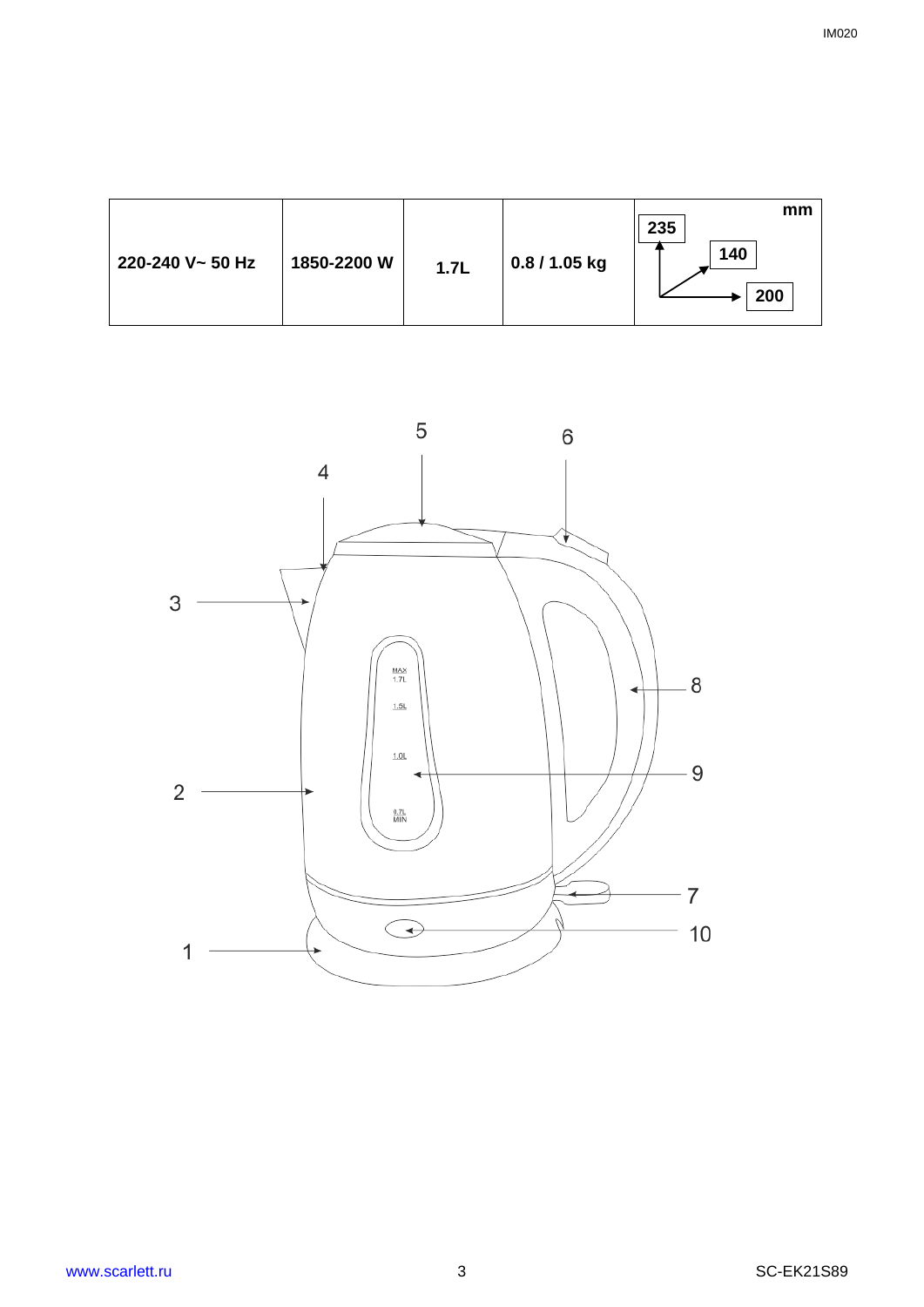| 220-240 V~ 50 Hz | 1850-2200 W | 1.7L | 0.8 / 1.05 kg | mm 235 140 200 |
|---|---|---|---|---|

MAX 1.7L

1.5L

1.0L

0.7L MIN

1 2 3 4 5 6 7 8 9 10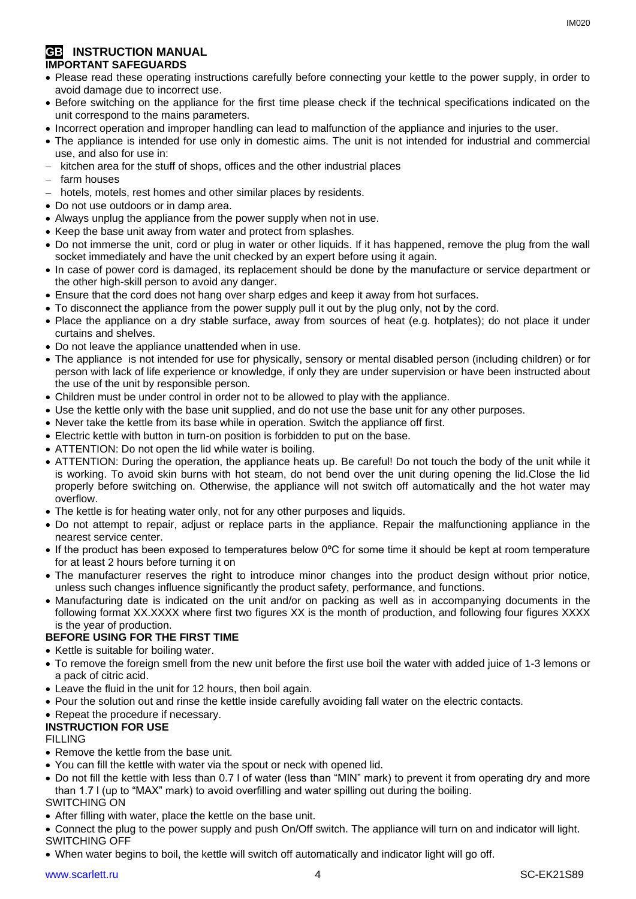## GB INSTRUCTION MANUAL

### IMPORTANT SAFEGUARDS

- Please read these operating instructions carefully before connecting your kettle to the power supply, in order to avoid damage due to incorrect use.
- Before switching on the appliance for the first time please check if the technical specifications indicated on the unit correspond to the mains parameters.
- Incorrect operation and improper handling can lead to malfunction of the appliance and injuries to the user.
- The appliance is intended for use only in domestic aims. The unit is not intended for industrial and commercial use, and also for use in:
  - kitchen area for the stuff of shops, offices and the other industrial places
  - farm houses
  - hotels, motels, rest homes and other similar places by residents.
- Do not use outdoors or in damp area.
- Always unplug the appliance from the power supply when not in use.
- Keep the base unit away from water and protect from splashes.
- Do not immerse the unit, cord or plug in water or other liquids. If it has happened, remove the plug from the wall socket immediately and have the unit checked by an expert before using it again.
- In case of power cord is damaged, its replacement should be done by the manufacture or service department or the other high-skill person to avoid any danger.
- Ensure that the cord does not hang over sharp edges and keep it away from hot surfaces.
- To disconnect the appliance from the power supply pull it out by the plug only, not by the cord.
- Place the appliance on a dry stable surface, away from sources of heat (e.g. hotplates); do not place it under curtains and shelves.
- Do not leave the appliance unattended when in use.
- The appliance is not intended for use for physically, sensory or mental disabled person (including children) or for person with lack of life experience or knowledge, if only they are under supervision or have been instructed about the use of the unit by responsible person.
- Children must be under control in order not to be allowed to play with the appliance.
- Use the kettle only with the base unit supplied, and do not use the base unit for any other purposes.
- Never take the kettle from its base while in operation. Switch the appliance off first.
- Electric kettle with button in turn-on position is forbidden to put on the base.
- ATTENTION: Do not open the lid while water is boiling.
- ATTENTION: During the operation, the appliance heats up. Be careful! Do not touch the body of the unit while it is working. To avoid skin burns with hot steam, do not bend over the unit during opening the lid.Close the lid properly before switching on. Otherwise, the appliance will not switch off automatically and the hot water may overflow.
- The kettle is for heating water only, not for any other purposes and liquids.
- Do not attempt to repair, adjust or replace parts in the appliance. Repair the malfunctioning appliance in the nearest service center.
- If the product has been exposed to temperatures below 0ºC for some time it should be kept at room temperature for at least 2 hours before turning it on
- The manufacturer reserves the right to introduce minor changes into the product design without prior notice, unless such changes influence significantly the product safety, performance, and functions.
- Manufacturing date is indicated on the unit and/or on packing as well as in accompanying documents in the following format XX.XXXX where first two figures XX is the month of production, and following four figures XXXX is the year of production.

### BEFORE USING FOR THE FIRST TIME

- Kettle is suitable for boiling water.
- To remove the foreign smell from the new unit before the first use boil the water with added juice of 1-3 lemons or a pack of citric acid.
- Leave the fluid in the unit for 12 hours, then boil again.
- Pour the solution out and rinse the kettle inside carefully avoiding fall water on the electric contacts.
- Repeat the procedure if necessary.

### INSTRUCTION FOR USE

FILLING

- Remove the kettle from the base unit.
- You can fill the kettle with water via the spout or neck with opened lid.
- Do not fill the kettle with less than 0.7 l of water (less than "MIN" mark) to prevent it from operating dry and more than 1.7 l (up to "MAX" mark) to avoid overfilling and water spilling out during the boiling.

SWITCHING ON

- After filling with water, place the kettle on the base unit.
- Connect the plug to the power supply and push On/Off switch. The appliance will turn on and indicator will light.

SWITCHING OFF

- When water begins to boil, the kettle will switch off automatically and indicator light will go off.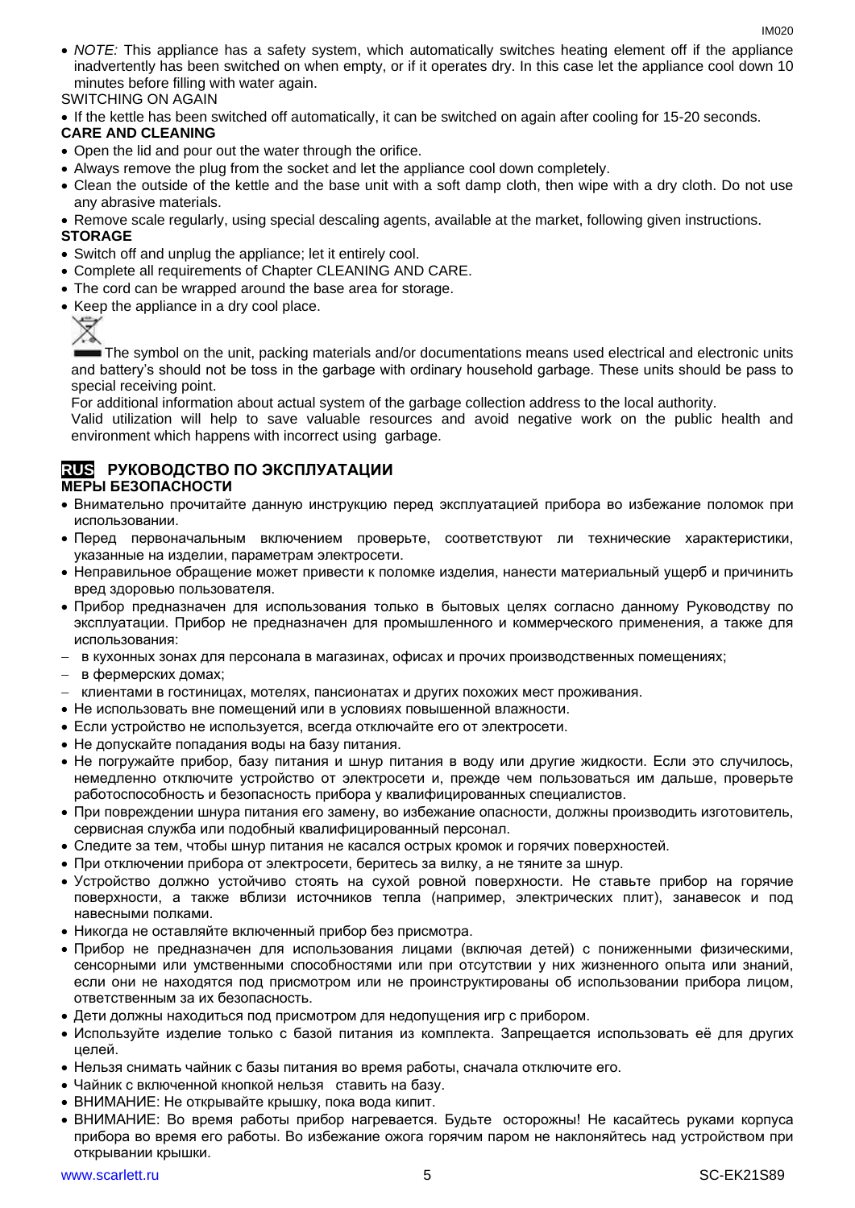- *NOTE:* This appliance has a safety system, which automatically switches heating element off if the appliance inadvertently has been switched on when empty, or if it operates dry. In this case let the appliance cool down 10 minutes before filling with water again.

SWITCHING ON AGAIN

- If the kettle has been switched off automatically, it can be switched on again after cooling for 15-20 seconds.

**CARE AND CLEANING**

- Open the lid and pour out the water through the orifice.
- Always remove the plug from the socket and let the appliance cool down completely.
- Clean the outside of the kettle and the base unit with a soft damp cloth, then wipe with a dry cloth. Do not use any abrasive materials.
- Remove scale regularly, using special descaling agents, available at the market, following given instructions.

**STORAGE**

- Switch off and unplug the appliance; let it entirely cool.
- Complete all requirements of Chapter CLEANING AND CARE.
- The cord can be wrapped around the base area for storage.
- Keep the appliance in a dry cool place.

The symbol on the unit, packing materials and/or documentations means used electrical and electronic units and battery's should not be toss in the garbage with ordinary household garbage. These units should be pass to special receiving point.

For additional information about actual system of the garbage collection address to the local authority.

Valid utilization will help to save valuable resources and avoid negative work on the public health and environment which happens with incorrect using garbage.

## RUS РУКОВОДСТВО ПО ЭКСПЛУАТАЦИИ

**МЕРЫ БЕЗОПАСНОСТИ**

- Внимательно прочитайте данную инструкцию перед эксплуатацией прибора во избежание поломок при использовании.
- Перед первоначальным включением проверьте, соответствуют ли технические характеристики, указанные на изделии, параметрам электросети.
- Неправильное обращение может привести к поломке изделия, нанести материальный ущерб и причинить вред здоровью пользователя.
- Прибор предназначен для использования только в бытовых целях согласно данному Руководству по эксплуатации. Прибор не предназначен для промышленного и коммерческого применения, а также для использования:
  - в кухонных зонах для персонала в магазинах, офисах и прочих производственных помещениях;
  - в фермерских домах;
  - клиентами в гостиницах, мотелях, пансионатах и других похожих мест проживания.
- Не использовать вне помещений или в условиях повышенной влажности.
- Если устройство не используется, всегда отключайте его от электросети.
- Не допускайте попадания воды на базу питания.
- Не погружайте прибор, базу питания и шнур питания в воду или другие жидкости. Если это случилось, немедленно отключите устройство от электросети и, прежде чем пользоваться им дальше, проверьте работоспособность и безопасность прибора у квалифицированных специалистов.
- При повреждении шнура питания его замену, во избежание опасности, должны производить изготовитель, сервисная служба или подобный квалифицированный персонал.
- Следите за тем, чтобы шнур питания не касался острых кромок и горячих поверхностей.
- При отключении прибора от электросети, беритесь за вилку, а не тяните за шнур.
- Устройство должно устойчиво стоять на сухой ровной поверхности. Не ставьте прибор на горячие поверхности, а также вблизи источников тепла (например, электрических плит), занавесок и под навесными полками.
- Никогда не оставляйте включенный прибор без присмотра.
- Прибор не предназначен для использования лицами (включая детей) с пониженными физическими, сенсорными или умственными способностями или при отсутствии у них жизненного опыта или знаний, если они не находятся под присмотром или не проинструктированы об использовании прибора лицом, ответственным за их безопасность.
- Дети должны находиться под присмотром для недопущения игр с прибором.
- Используйте изделие только с базой питания из комплекта. Запрещается использовать её для других целей.
- Нельзя снимать чайник с базы питания во время работы, сначала отключите его.
- Чайник с включенной кнопкой нельзя ставить на базу.
- ВНИМАНИЕ: Не открывайте крышку, пока вода кипит.
- ВНИМАНИЕ: Во время работы прибор нагревается. Будьте осторожны! Не касайтесь руками корпуса прибора во время его работы. Во избежание ожога горячим паром не наклоняйтесь над устройством при открывании крышки.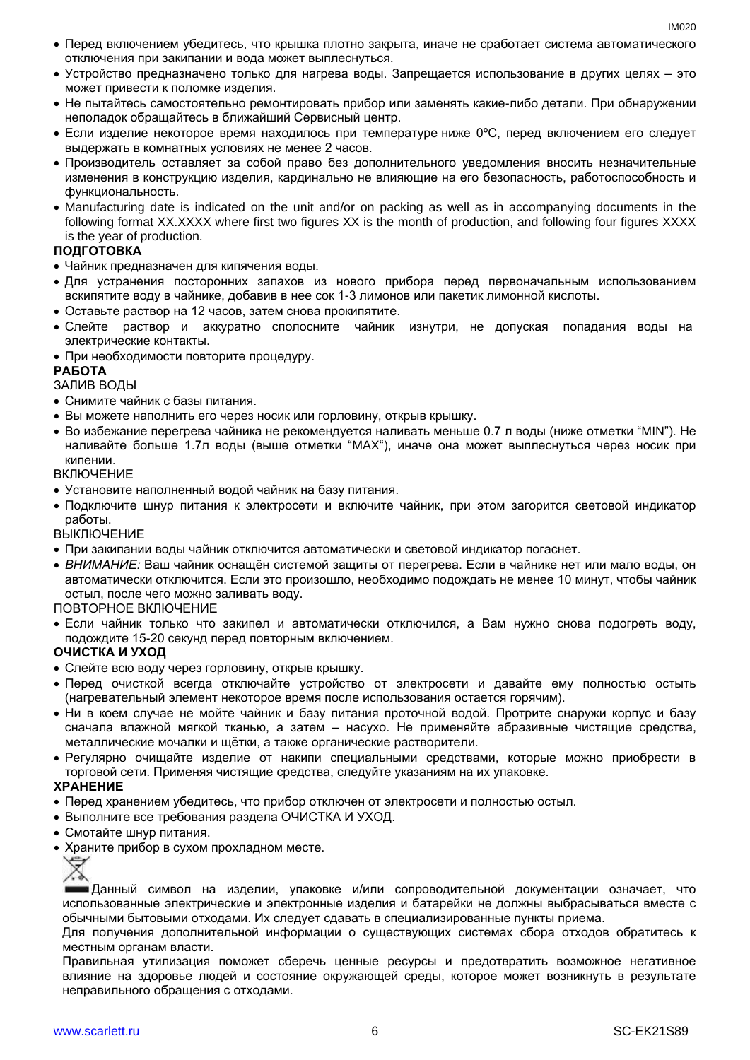- Перед включением убедитесь, что крышка плотно закрыта, иначе не сработает система автоматического отключения при закипании и вода может выплеснуться.
- Устройство предназначено только для нагрева воды. Запрещается использование в других целях – это может привести к поломке изделия.
- Не пытайтесь самостоятельно ремонтировать прибор или заменять какие-либо детали. При обнаружении неполадок обращайтесь в ближайший Сервисный центр.
- Если изделие некоторое время находилось при температуре ниже 0ºC, перед включением его следует выдержать в комнатных условиях не менее 2 часов.
- Производитель оставляет за собой право без дополнительного уведомления вносить незначительные изменения в конструкцию изделия, кардинально не влияющие на его безопасность, работоспособность и функциональность.
- Manufacturing date is indicated on the unit and/or on packing as well as in accompanying documents in the following format XX.XXXX where first two figures XX is the month of production, and following four figures XXXX is the year of production.

**ПОДГОТОВКА**

- Чайник предназначен для кипячения воды.
- Для устранения посторонних запахов из нового прибора перед первоначальным использованием вскипятите воду в чайнике, добавив в нее сок 1-3 лимонов или пакетик лимонной кислоты.
- Оставьте раствор на 12 часов, затем снова прокипятите.
- Слейте раствор и аккуратно сполосните чайник изнутри, не допуская попадания воды на электрические контакты.
- При необходимости повторите процедуру.

**РАБОТА**

ЗАЛИВ ВОДЫ

- Снимите чайник с базы питания.
- Вы можете наполнить его через носик или горловину, открыв крышку.
- Во избежание перегрева чайника не рекомендуется наливать меньше 0.7 л воды (ниже отметки “MIN”). Не наливайте больше 1.7л воды (выше отметки “MAX“), иначе она может выплеснуться через носик при кипении.

ВКЛЮЧЕНИЕ

- Установите наполненный водой чайник на базу питания.
- Подключите шнур питания к электросети и включите чайник, при этом загорится световой индикатор работы.

ВЫКЛЮЧЕНИЕ

- При закипании воды чайник отключится автоматически и световой индикатор погаснет.
- *ВНИМАНИЕ:* Ваш чайник оснащён системой защиты от перегрева. Если в чайнике нет или мало воды, он автоматически отключится. Если это произошло, необходимо подождать не менее 10 минут, чтобы чайник остыл, после чего можно заливать воду.

ПОВТОРНОЕ ВКЛЮЧЕНИЕ

- Если чайник только что закипел и автоматически отключился, а Вам нужно снова подогреть воду, подождите 15-20 секунд перед повторным включением.

**ОЧИСТКА И УХОД**

- Слейте всю воду через горловину, открыв крышку.
- Перед очисткой всегда отключайте устройство от электросети и давайте ему полностью остыть (нагревательный элемент некоторое время после использования остается горячим).
- Ни в коем случае не мойте чайник и базу питания проточной водой. Протрите снаружи корпус и базу сначала влажной мягкой тканью, а затем – насухо. Не применяйте абразивные чистящие средства, металлические мочалки и щётки, а также органические растворители.
- Регулярно очищайте изделие от накипи специальными средствами, которые можно приобрести в торговой сети. Применяя чистящие средства, следуйте указаниям на их упаковке.

**ХРАНЕНИЕ**

- Перед хранением убедитесь, что прибор отключен от электросети и полностью остыл.
- Выполните все требования раздела ОЧИСТКА И УХОД.
- Смотайте шнур питания.
- Храните прибор в сухом прохладном месте.

Данный символ на изделии, упаковке и/или сопроводительной документации означает, что использованные электрические и электронные изделия и батарейки не должны выбрасываться вместе с обычными бытовыми отходами. Их следует сдавать в специализированные пункты приема.

Для получения дополнительной информации о существующих системах сбора отходов обратитесь к местным органам власти.

Правильная утилизация поможет сберечь ценные ресурсы и предотвратить возможное негативное влияние на здоровье людей и состояние окружающей среды, которое может возникнуть в результате неправильного обращения с отходами.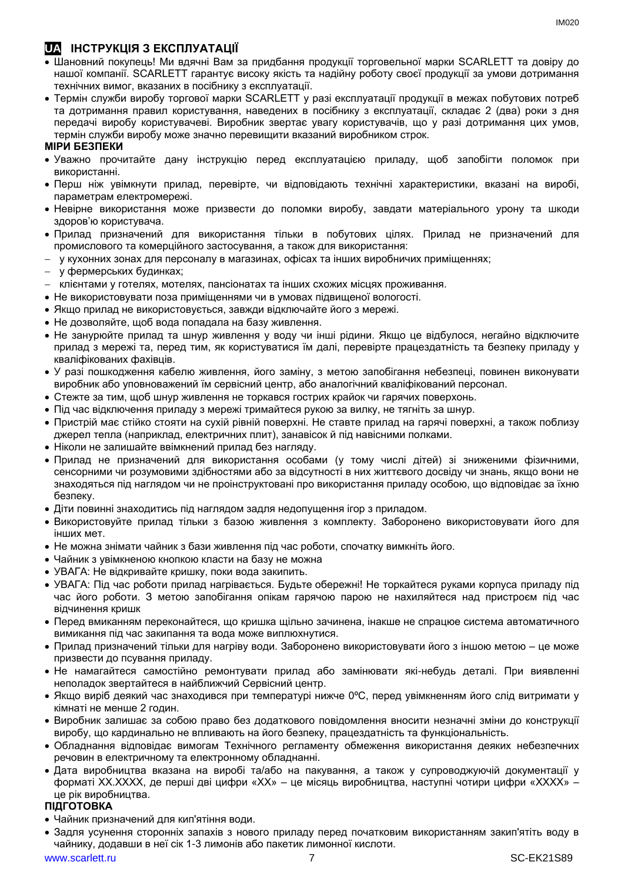## UA ІНСТРУКЦІЯ З ЕКСПЛУАТАЦІЇ

- Шановний покупець! Ми вдячні Вам за придбання продукції торговельної марки SCARLETT та довіру до нашої компанії. SCARLETT гарантує високу якість та надійну роботу своєї продукції за умови дотримання технічних вимог, вказаних в посібнику з експлуатації.
- Термін служби виробу торгової марки SCARLETT у разі експлуатації продукції в межах побутових потреб та дотримання правил користування, наведених в посібнику з експлуатації, складає 2 (два) роки з дня передачі виробу користувачеві. Виробник звертає увагу користувачів, що у разі дотримання цих умов, термін служби виробу може значно перевищити вказаний виробником строк.

**МІРИ БЕЗПЕКИ**

- Уважно прочитайте дану інструкцію перед експлуатацією приладу, щоб запобігти поломок при використанні.
- Перш ніж увімкнути прилад, перевірте, чи відповідають технічні характеристики, вказані на виробі, параметрам електромережі.
- Невірне використання може призвести до поломки виробу, завдати матеріального урону та шкоди здоров'ю користувача.
- Прилад призначений для використання тільки в побутових цілях. Прилад не призначений для промислового та комерційного застосування, а також для використання:
  - у кухонних зонах для персоналу в магазинах, офісах та інших виробничих приміщеннях;
  - у фермерських будинках;
  - клієнтами у готелях, мотелях, пансіонатах та інших схожих місцях проживання.
- Не використовувати поза приміщеннями чи в умовах підвищеної вологості.
- Якщо прилад не використовується, завжди відключайте його з мережі.
- Не дозволяйте, щоб вода попадала на базу живлення.
- Не занурюйте прилад та шнур живлення у воду чи інші рідини. Якщо це відбулося, негайно відключите прилад з мережі та, перед тим, як користуватися їм далі, перевірте працездатність та безпеку приладу у кваліфікованих фахівців.
- У разі пошкодження кабелю живлення, його заміну, з метою запобігання небезпеці, повинен виконувати виробник або уповноважений їм сервісний центр, або аналогічний кваліфікований персонал.
- Стежте за тим, щоб шнур живлення не торкався гострих крайок чи гарячих поверхонь.
- Під час відключення приладу з мережі тримайтеся рукою за вилку, не тягніть за шнур.
- Пристрій має стійко стояти на сухій рівній поверхні. Не ставте прилад на гарячі поверхні, а також поблизу джерел тепла (наприклад, електричних плит), занавісок й під навісними полками.
- Ніколи не залишайте ввімкнений прилад без нагляду.
- Прилад не призначений для використання особами (у тому числі дітей) зі зниженими фізичними, сенсорними чи розумовими здібностями або за відсутності в них життєвого досвіду чи знань, якщо вони не знаходяться під наглядом чи не проінструктовані про використання приладу особою, що відповідає за їхню безпеку.
- Діти повинні знаходитись під наглядом задля недопущення ігор з приладом.
- Використовуйте прилад тільки з базою живлення з комплекту. Заборонено використовувати його для інших мет.
- Не можна знімати чайник з бази живлення під час роботи, спочатку вимкніть його.
- Чайник з увімкненою кнопкою класти на базу не можна
- УВАГА: Не відкривайте кришку, поки вода закипить.
- УВАГА: Під час роботи прилад нагрівається. Будьте обережні! Не торкайтеся руками корпуса приладу під час його роботи. З метою запобігання опікам гарячою парою не нахиляйтеся над пристроєм під час відчинення кришк
- Перед вмиканням переконайтеся, що кришка щільно зачинена, інакше не спрацює система автоматичного вимикання під час закипання та вода може виплюхнутися.
- Прилад призначений тільки для нагріву води. Заборонено використовувати його з іншою метою – це може призвести до псування приладу.
- Не намагайтеся самостійно ремонтувати прилад або замінювати які-небудь деталі. При виявленні неполадок звертайтеся в найближчий Сервісний центр.
- Якщо виріб деякий час знаходився при температурі нижче 0ºC, перед увімкненням його слід витримати у кімнаті не менше 2 годин.
- Виробник залишає за собою право без додаткового повідомлення вносити незначні зміни до конструкції виробу, що кардинально не впливають на його безпеку, працездатність та функціональність.
- Обладнання відповідає вимогам Технічного регламенту обмеження використання деяких небезпечних речовин в електричному та електронному обладнанні.
- Дата виробництва вказана на виробі та/або на пакування, а також у супроводжуючій документації у форматі XX.XXXX, де перші дві цифри «XX» – це місяць виробництва, наступні чотири цифри «XXXX» – це рік виробництва.

**ПІДГОТОВКА**

- Чайник призначений для кип'ятіння води.
- Задля усунення сторонніх запахів з нового приладу перед початковим використанням закип'ятіть воду в чайнику, додавши в неї сік 1-3 лимонів або пакетик лимонної кислоти.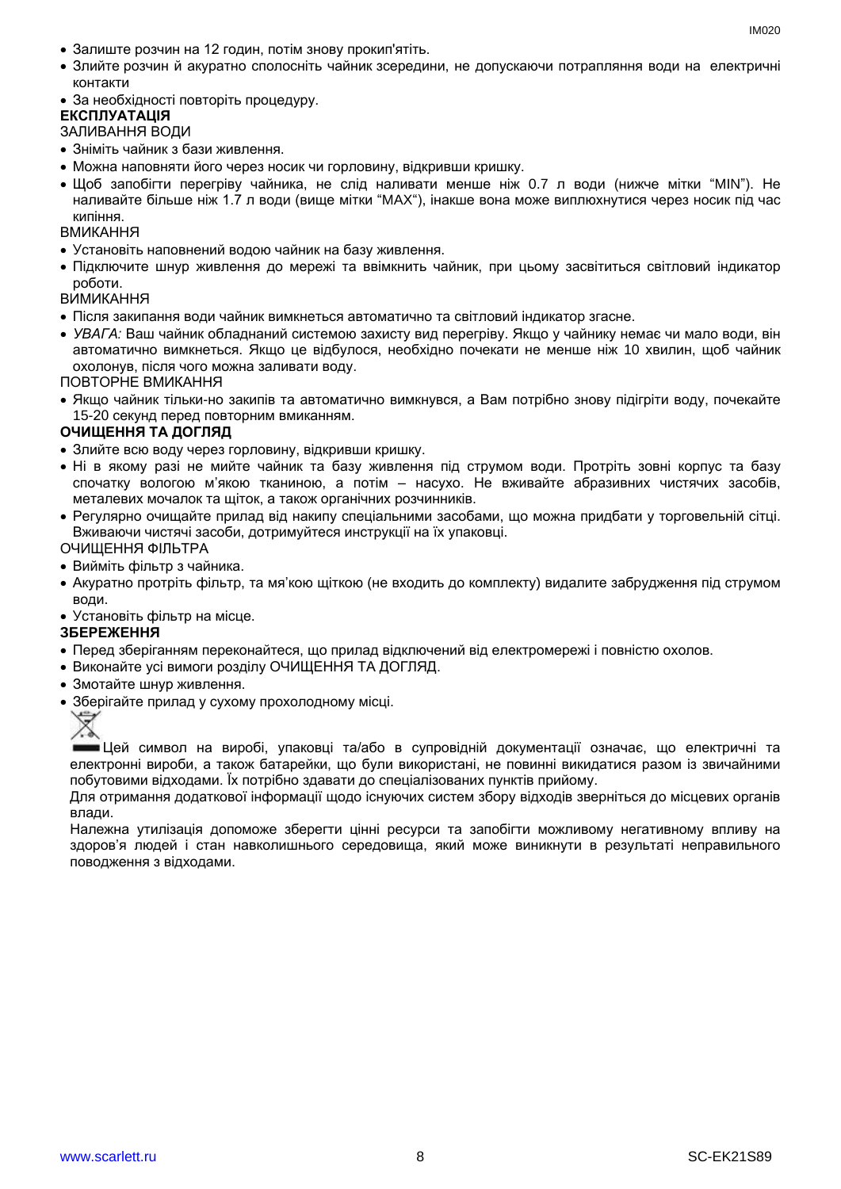- Залиште розчин на 12 годин, потім знову прокип'ятіть.
- Злийте розчин й акуратно сполосніть чайник зсередини, не допускаючи потрапляння води на електричні контакти
- За необхідності повторіть процедуру.

**ЕКСПЛУАТАЦІЯ**

ЗАЛИВАННЯ ВОДИ

- Зніміть чайник з бази живлення.
- Можна наповняти його через носик чи горловину, відкривши кришку.
- Щоб запобігти перегріву чайника, не слід наливати менше ніж 0.7 л води (нижче мітки "MIN"). Не наливайте більше ніж 1.7 л води (вище мітки "MAX"), інакше вона може виплюхнутися через носик під час кипіння.

ВМИКАННЯ

- Установіть наповнений водою чайник на базу живлення.
- Підключите шнур живлення до мережі та ввімкнить чайник, при цьому засвітиться світловий індикатор роботи.

ВИМИКАННЯ

- Після закипання води чайник вимкнеться автоматично та світловий індикатор згасне.
- *УВАГА:* Ваш чайник обладнаний системою захисту вид перегріву. Якщо у чайнику немає чи мало води, він автоматично вимкнеться. Якщо це відбулося, необхідно почекати не менше ніж 10 хвилин, щоб чайник охолонув, після чого можна заливати воду.

ПОВТОРНЕ ВМИКАННЯ

- Якщо чайник тільки-но закипів та автоматично вимкнувся, а Вам потрібно знову підігріти воду, почекайте 15-20 секунд перед повторним вмиканням.

**ОЧИЩЕННЯ ТА ДОГЛЯД**

- Злийте всю воду через горловину, відкривши кришку.
- Ні в якому разі не мийте чайник та базу живлення під струмом води. Протріть зовні корпус та базу спочатку вологою м'якою тканиною, а потім – насухо. Не вживайте абразивних чистячих засобів, металевих мочалок та щіток, а також органічних розчинників.
- Регулярно очищайте прилад від накипу спеціальними засобами, що можна придбати у торговельній сітці. Вживаючи чистячі засоби, дотримуйтеся инструкції на їх упаковці.

ОЧИЩЕННЯ ФІЛЬТРА

- Вийміть фільтр з чайника.
- Акуратно протріть фільтр, та мя'кою щіткою (не входить до комплекту) видалите забруднення під струмом води.
- Установіть фільтр на місце.

**ЗБЕРЕЖЕННЯ**

- Перед зберіганням переконайтеся, що прилад відключений від електромережі і повністю охолов.
- Виконайте усі вимоги розділу ОЧИЩЕННЯ ТА ДОГЛЯД.
- Змотайте шнур живлення.
- Зберігайте прилад у сухому прохолодному місці.

Цей символ на виробі, упаковці та/або в супровідній документації означає, що електричні та електронні вироби, а також батарейки, що були використані, не повинні викидатися разом із звичайними побутовими відходами. Їх потрібно здавати до спеціалізованих пунктів прийому.

Для отримання додаткової інформації щодо існуючих систем збору відходів зверніться до місцевих органів влади.

Належна утилізація допоможе зберегти цінні ресурси та запобігти можливому негативному впливу на здоров'я людей і стан навколишнього середовища, який може виникнути в результаті неправильного поводження з відходами.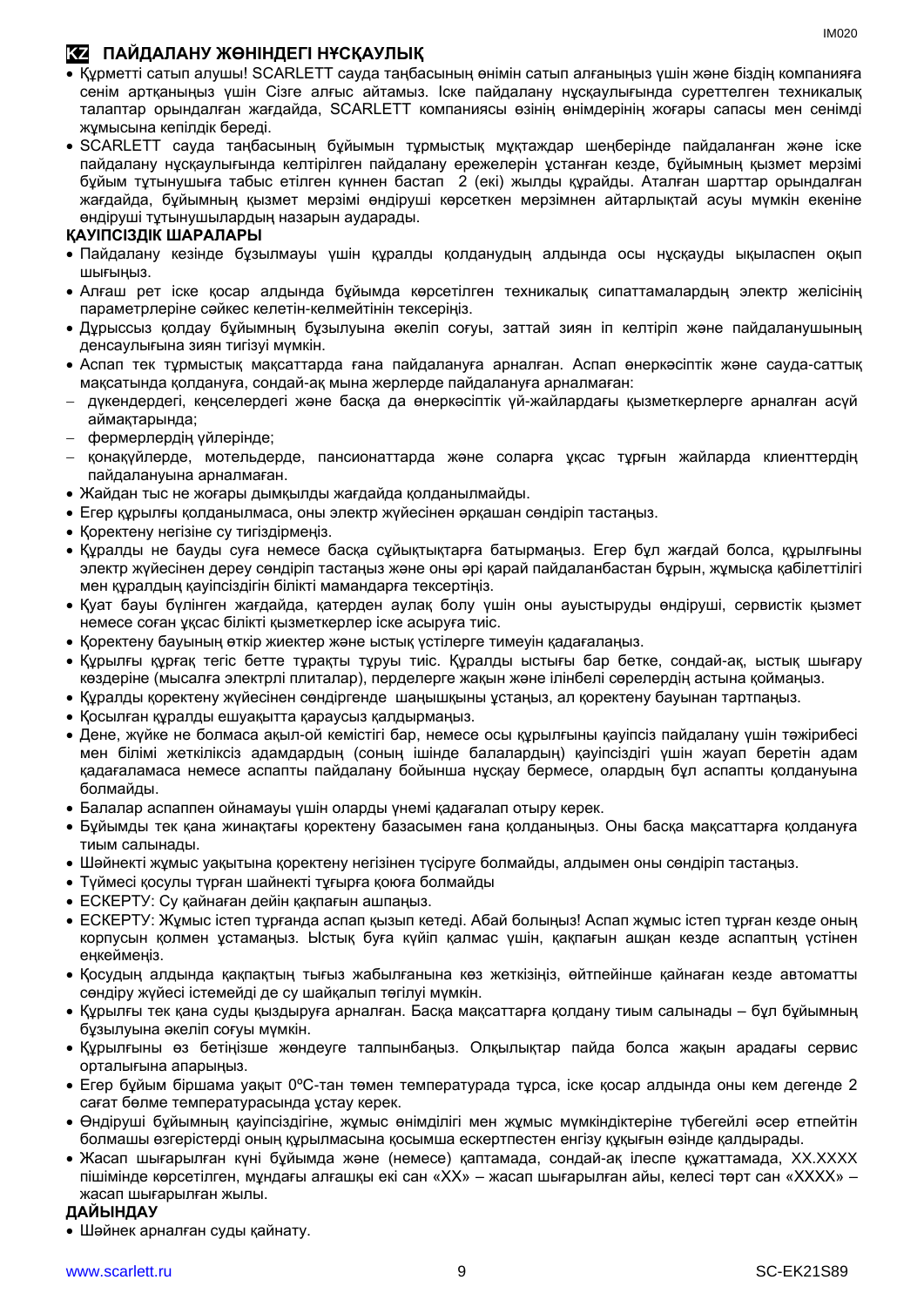## KZ ПАЙДАЛАНУ ЖӨНІНДЕГІ НҰСҚАУЛЫҚ

- Құрметті сатып алушы! SCARLETT сауда таңбасының өнімін сатып алғаныңыз үшін және біздің компанияға сенім артқаныңыз үшін Сізге алғыс айтамыз. Іске пайдалану нұсқаулығында суреттелген техникалық талаптар орындалған жағдайда, SCARLETT компаниясы өзінің өнімдерінің жоғары сапасы мен сенімді жұмысына кепілдік береді.
- SCARLETT сауда таңбасының бұйымын тұрмыстық мұқтаждар шеңберінде пайдаланған және іске пайдалану нұсқаулығында келтірілген пайдалану ережелерін ұстанған кезде, бұйымның қызмет мерзімі бұйым тұтынушыға табыс етілген күннен бастап 2 (екі) жылды құрайды. Аталған шарттар орындалған жағдайда, бұйымның қызмет мерзімі өндіруші көрсеткен мерзімнен айтарлықтай асуы мүмкін екеніне өндіруші тұтынушылардың назарын аударады.

**ҚАУІПСІЗДІК ШАРАЛАРЫ**

- Пайдалану кезінде бұзылмауы үшін құралды қолданудың алдында осы нұсқауды ықыласпен оқып шығыңыз.
- Алғаш рет іске қосар алдында бұйымда көрсетілген техникалық сипаттамалардың электр желісінің параметрлеріне сәйкес келетін-келмейтінін тексеріңіз.
- Дұрыссыз қолдау бұйымның бұзылуына әкеліп соғуы, заттай зиян іп келтіріп және пайдаланушының денсаулығына зиян тигізуі мүмкін.
- Аспап тек тұрмыстық мақсаттарда ғана пайдалануға арналған. Аспап өнеркәсіптік және сауда-саттық мақсатында қолдануға, сондай-ақ мына жерлерде пайдалануға арналмаған:
  - дүкендердегі, кеңселердегі және басқа да өнеркәсіптік үй-жайлардағы қызметкерлерге арналған асүй аймақтарында;
  - фермерлердің үйлерінде;
  - қонақүйлерде, мотельдерде, пансионаттарда және соларға ұқсас тұрғын жайларда клиенттердің пайдалануына арналмаған.
- Жайдан тыс не жоғары дымқылды жағдайда қолданылмайды.
- Егер құрылғы қолданылмаса, оны электр жүйесінен әрқашан сөндіріп тастаңыз.
- Қоректену негізіне су тигіздірмеңіз.
- Құралды не бауды суға немесе басқа сұйықтықтарға батырмаңыз. Егер бұл жағдай болса, құрылғыны электр жүйесінен дереу сөндіріп тастаңыз және оны әрі қарай пайдаланбастан бұрын, жұмысқа қабілеттілігі мен құралдың қауіпсіздігін білікті мамандарға тексертіңіз.
- Қуат бауы бүлінген жағдайда, қатерден аулақ болу үшін оны ауыстыруды өндіруші, сервистік қызмет немесе соған ұқсас білікті қызметкерлер іске асыруға тиіс.
- Қоректену бауының өткір жиектер және ыстық үстілерге тимеуін қадағалаңыз.
- Құрылғы құрғақ тегіс бетте тұрақты тұруы тиіс. Құралды ыстығы бар бетке, сондай-ақ, ыстық шығару көздеріне (мысалға электрлі плиталар), перделерге жақын және ілінбелі сөрелердің астына қоймаңыз.
- Құралды қоректену жүйесінен сөндіргенде шаңышқыны ұстаңыз, ал қоректену бауынан тартпаңыз.
- Қосылған құралды ешуақытта қараусыз қалдырмаңыз.
- Дене, жүйке не болмаса ақыл-ой кемістігі бар, немесе осы құрылғыны қауіпсіз пайдалану үшін тәжірибесі мен білімі жеткіліксіз адамдардың (соның ішінде балалардың) қауіпсіздігі үшін жауап беретін адам қадағаламаса немесе аспапты пайдалану бойынша нұсқау бермесе, олардың бұл аспапты қолдануына болмайды.
- Балалар аспаппен ойнамауы үшін оларды үнемі қадағалап отыру керек.
- Бұйымды тек қана жинақтағы қоректену базасымен ғана қолданыңыз. Оны басқа мақсаттарға қолдануға тиым салынады.
- Шәйнекті жұмыс уақытына қоректену негізінен түсіруге болмайды, алдымен оны сөндіріп тастаңыз.
- Түймесі қосулы тұрған шайнекті тұғырға қоюға болмайды
- ЕСКЕРТУ: Су қайнаған дейін қақпағын ашпаңыз.
- ЕСКЕРТУ: Жұмыс істеп тұрғанда аспап қызып кетеді. Абай болыңыз! Аспап жұмыс істеп тұрған кезде оның корпусын қолмен ұстамаңыз. Ыстық буға күйіп қалмас үшін, қақпағын ашқан кезде аспаптың үстінен еңкеймеңіз.
- Қосудың алдында қақпақтың тығыз жабылғанына көз жеткізіңіз, әйтпейінше қайнаған кезде автоматты сөндіру жүйесі істемейді де су шайқалып төгілуі мүмкін.
- Құрылғы тек қана суды қыздыруға арналған. Басқа мақсаттарға қолдану тиым салынады – бұл бұйымның бұзылуына әкеліп соғуы мүмкін.
- Құрылғыны өз бетіңізше жөндеуге талпынбаңыз. Олқылықтар пайда болса жақын арадағы сервис орталығына апарыңыз.
- Егер бұйым біршама уақыт 0ºC-тан төмен температурада тұрса, іске қосар алдында оны кем дегенде 2 сағат бөлме температурасында ұстау керек.
- Өндіруші бұйымның қауіпсіздігіне, жұмыс өнімділігі мен жұмыс мүмкіндіктеріне түбегейлі әсер етпейтін болмашы өзгерістерді оның құрылмасына қосымша ескертпестен енгізу құқығын өзінде қалдырады.
- Жасап шығарылған күні бұйымда және (немесе) қаптамада, сондай-ақ ілеспе құжаттамада, XX.XXXX пішімінде көрсетілген, мұндағы алғашқы екі сан «XX» – жасап шығарылған айы, келесі төрт сан «XXXX» – жасап шығарылған жылы.

**ДАЙЫНДАУ**

- Шәйнек арналған суды қайнату.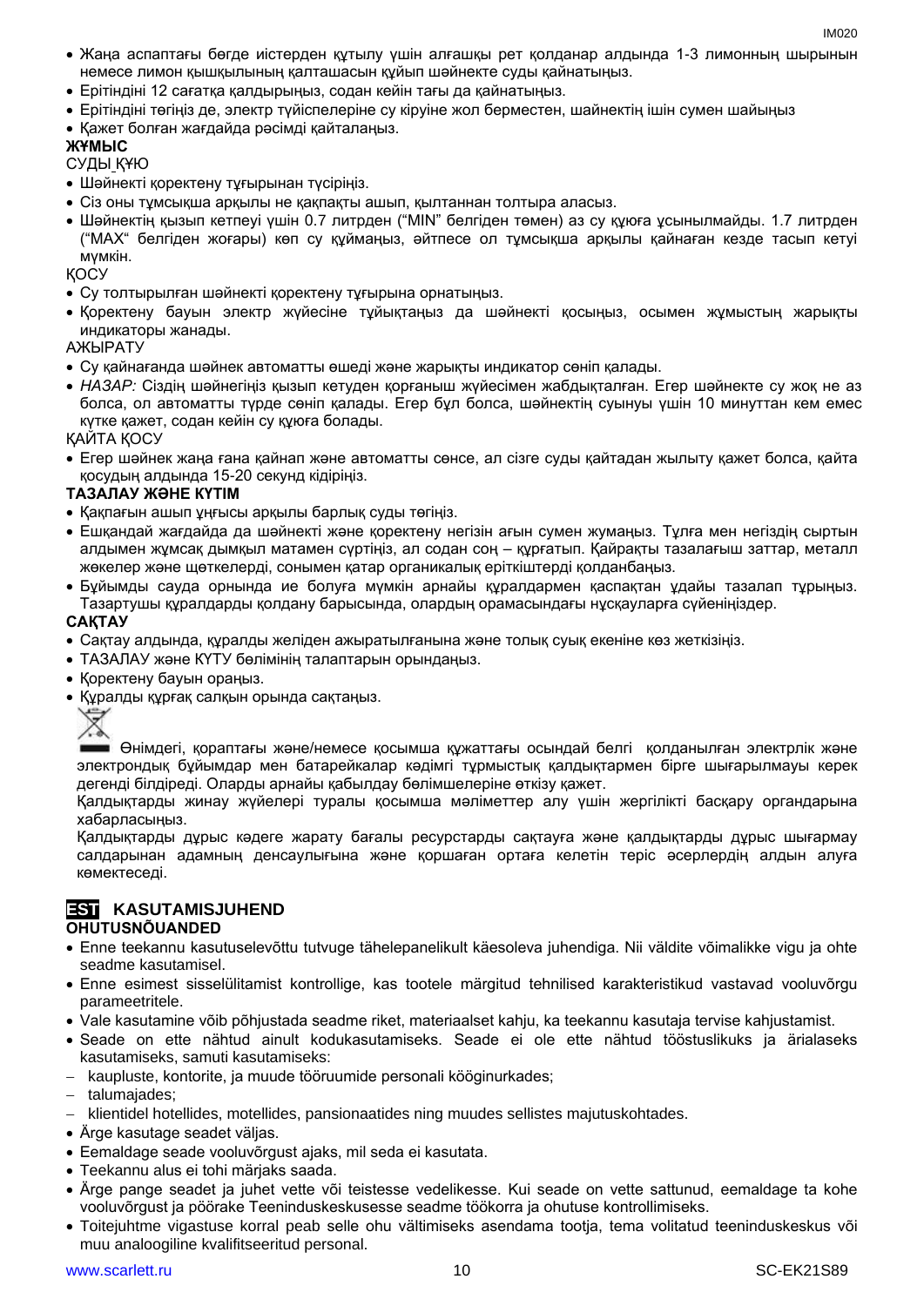- Жаңа аспаптағы бөгде иістерден құтылу үшін алғашқы рет қолданар алдында 1-3 лимонның шырынын немесе лимон қышқылының қалташасын құйып шәйнекте суды қайнатыңыз.
- Ерітіндіні 12 сағатқа қалдырыңыз, содан кейін тағы да қайнатыңыз.
- Ерітіндіні төгіңіз де, электр түйіспелеріне су кіруіне жол берместен, шайнектің ішін сумен шайыңыз
- Қажет болған жағдайда рәсімді қайталаңыз.

**ЖҰМЫС**

СУДЫ ҚҰЮ

- Шәйнекті қоректену тұғырынан түсіріңіз.
- Сіз оны тұмсықша арқылы не қақпақты ашып, қылтаннан толтыра аласыз.
- Шәйнектің қызып кетпеуі үшін 0.7 литрден ("MIN" белгіден төмен) аз су құюға ұсынылмайды. 1.7 литрден ("MAX" белгіден жоғары) көп су құймаңыз, әйтпесе ол тұмсықша арқылы қайнаған кезде тасып кетуі мүмкін.

ҚОСУ

- Су толтырылған шәйнекті қоректену тұғырына орнатыңыз.
- Қоректену бауын электр жүйесіне тұйықтаңыз да шәйнекті қосыңыз, осымен жұмыстың жарықты индикаторы жанады.

АЖЫРАТУ

- Су қайнағанда шәйнек автоматты өшеді және жарықты индикатор сөніп қалады.
- *НАЗАР:* Сіздің шәйнегіңіз қызып кетуден қорғаныш жүйесімен жабдықталған. Егер шәйнекте су жоқ не аз болса, ол автоматты түрде сөніп қалады. Егер бұл болса, шәйнектің суынуы үшін 10 минуттан кем емес күтке қажет, содан кейін су құюға болады.

ҚАЙТА ҚОСУ

- Егер шәйнек жаңа ғана қайнап және автоматты сөнсе, ал сізге суды қайтадан жылыту қажет болса, қайта қосудың алдында 15-20 секунд кідіріңіз.

**ТАЗАЛАУ ЖӘНЕ КҮТІМ**

- Қақпағын ашып ұңғысы арқылы барлық суды төгіңіз.
- Ешқандай жағдайда да шәйнекті және қоректену негізін ағын сумен жумаңыз. Тұлға мен негіздің сыртын алдымен жұмсақ дымқыл матамен сүртіңіз, ал содан соң – құрғатып. Қайрақты тазалағыш заттар, металл жөкелер және щеткелерді, сонымен қатар органикалық еріткіштерді қолданбаңыз.
- Бұйымды сауда орнында ие болуға мүмкін арнайы құралдармен қаспақтан ұдайы тазалап тұрыңыз. Тазартушы құралдарды қолдану барысында, олардың орамасындағы нұсқауларға сүйеніңіздер.

**САҚТАУ**

- Сақтау алдында, құралды желіден ажыратылғанына және толық суық екеніне көз жеткізіңіз.
- ТАЗАЛАУ және КҮТУ бөлімінің талаптарын орындаңыз.
- Қоректену бауын ораңыз.
- Құралды құрғақ салқын орында сақтаңыз.

Өнімдегі, қораптағы және/немесе қосымша құжаттағы осындай белгі қолданылған электрлік және электрондық бұйымдар мен батарейкалар кәдімгі тұрмыстық қалдықтармен бірге шығарылмауы керек дегенді білдіреді. Оларды арнайы қабылдау бөлімшелеріне өткізу қажет.

Қалдықтарды жинау жүйелері туралы қосымша мәліметтер алу үшін жергілікті басқару органдарына хабарласыңыз.

Қалдықтарды дұрыс кәдеге жарату бағалы ресурстарды сақтауға және қалдықтарды дұрыс шығармау салдарынан адамның денсаулығына және қоршаған ортаға келетін теріс әсерлердің алдын алуға көмектеседі.

## EST KASUTAMISJUHEND

**OHUTUSNÕUANDED**

- Enne teekannu kasutuselevõttu tutvuge tähelepanelikult käesoleva juhendiga. Nii väldite võimalikke vigu ja ohte seadme kasutamisel.
- Enne esimest sisselülitamist kontrollige, kas tootele märgitud tehnilised karakteristikud vastavad vooluvõrgu parameetritele.
- Vale kasutamine võib põhjustada seadme riket, materiaalset kahju, ka teekannu kasutaja tervise kahjustamist.
- Seade on ette nähtud ainult kodukasutamiseks. Seade ei ole ette nähtud tööstuslikuks ja ärialaseks kasutamiseks, samuti kasutamiseks:
  - kaupluste, kontorite, ja muude tööruumide personali kööginurkades;
  - talumajades;
  - klientidel hotellides, motellides, pansionaatides ning muudes sellistes majutuskohtades.
- Ärge kasutage seadet väljas.
- Eemaldage seade vooluvõrgust ajaks, mil seda ei kasutata.
- Teekannu alus ei tohi märjaks saada.
- Ärge pange seadet ja juhet vette või teistesse vedelikesse. Kui seade on vette sattunud, eemaldage ta kohe vooluvõrgust ja pöörake Teeninduskeskusesse seadme töökorra ja ohutuse kontrollimiseks.
- Toitejuhtme vigastuse korral peab selle ohu vältimiseks asendama tootja, tema volitatud teeninduskeskus või muu analoogiline kvalifitseeritud personal.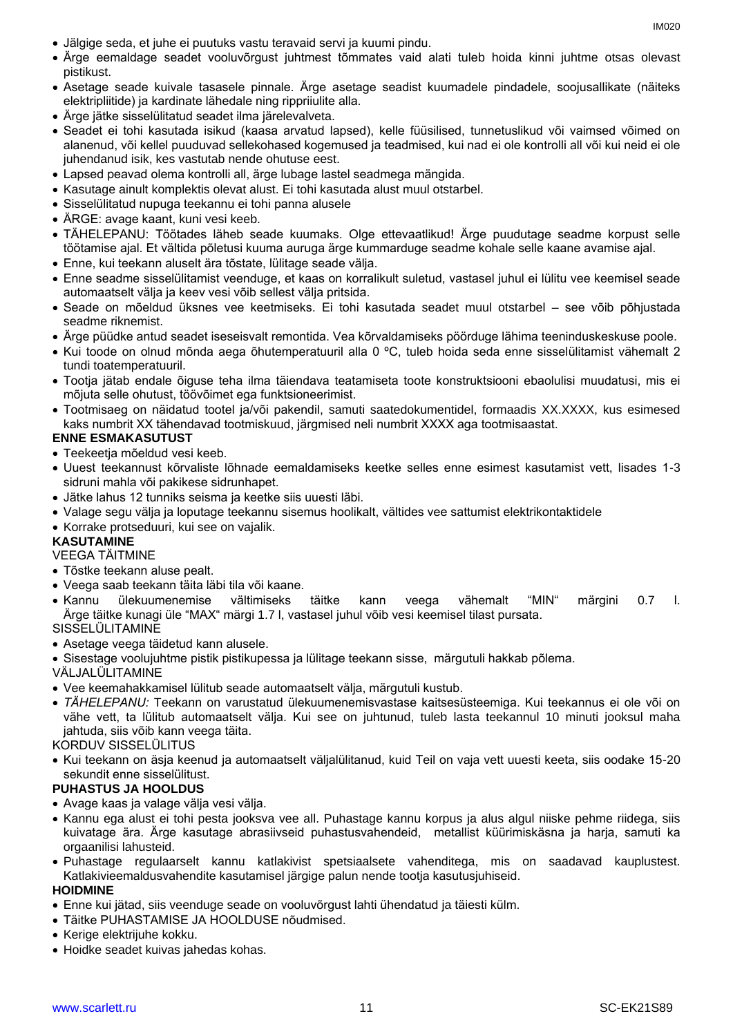- Jälgige seda, et juhe ei puutuks vastu teravaid servi ja kuumi pindu.
- Ärge eemaldage seadet vooluvõrgust juhtmest tõmmates vaid alati tuleb hoida kinni juhtme otsas olevast pistikust.
- Asetage seade kuivale tasasele pinnale. Ärge asetage seadist kuumadele pindadele, soojusallikate (näiteks elektripliitide) ja kardinate lähedale ning rippriiulite alla.
- Ärge jätke sisselülitatud seadet ilma järelevalveta.
- Seadet ei tohi kasutada isikud (kaasa arvatud lapsed), kelle füüsilised, tunnetuslikud või vaimsed võimed on alanenud, või kellel puuduvad sellekohased kogemused ja teadmised, kui nad ei ole kontrolli all või kui neid ei ole juhendanud isik, kes vastutab nende ohutuse eest.
- Lapsed peavad olema kontrolli all, ärge lubage lastel seadmega mängida.
- Kasutage ainult komplektis olevat alust. Ei tohi kasutada alust muul otstarbel.
- Sisselülitatud nupuga teekannu ei tohi panna alusele
- ÄRGE: avage kaant, kuni vesi keeb.
- TÄHELEPANU: Töötades läheb seade kuumaks. Olge ettevaatlikud! Ärge puudutage seadme korpust selle töötamise ajal. Et vältida põletusi kuuma auruga ärge kummarduge seadme kohale selle kaane avamise ajal.
- Enne, kui teekann aluselt ära tõstate, lülitage seade välja.
- Enne seadme sisselülitamist veenduge, et kaas on korralikult suletud, vastasel juhul ei lülitu vee keemisel seade automaatselt välja ja keev vesi võib sellest välja pritsida.
- Seade on mõeldud üksnes vee keetmiseks. Ei tohi kasutada seadet muul otstarbel – see võib põhjustada seadme riknemist.
- Ärge püüdke antud seadet iseseisvalt remontida. Vea kõrvaldamiseks pöörduge lähima teeninduskeskuse poole.
- Kui toode on olnud mõnda aega õhutemperatuuril alla 0 ºC, tuleb hoida seda enne sisselülitamist vähemalt 2 tundi toatemperatuuril.
- Tootja jätab endale õiguse teha ilma täiendava teatamiseta toote konstruktsiooni ebaolulisi muudatusi, mis ei mõjuta selle ohutust, töövõimet ega funktsioneerimist.
- Tootmisaeg on näidatud tootel ja/või pakendil, samuti saatedokumentidel, formaadis XX.XXXX, kus esimesed kaks numbrit XX tähendavad tootmiskuud, järgmised neli numbrit XXXX aga tootmisaastat.

**ENNE ESMAKASUTUST**

- Teekeetja mõeldud vesi keeb.
- Uuest teekannust kõrvaliste lõhnade eemaldamiseks keetke selles enne esimest kasutamist vett, lisades 1-3 sidruni mahla või pakikese sidrunhapet.
- Jätke lahus 12 tunniks seisma ja keetke siis uuesti läbi.
- Valage segu välja ja loputage teekannu sisemus hoolikalt, vältides vee sattumist elektrikontaktidele
- Korrake protseduuri, kui see on vajalik.

**KASUTAMINE**

VEEGA TÄITMINE

- Tõstke teekann aluse pealt.
- Veega saab teekann täita läbi tila või kaane.
- Kannu ülekuumenemise vältimiseks täitke kann veega vähemalt "MIN" märgini 0.7 l. Ärge täitke kunagi üle "MAX" märgi 1.7 l, vastasel juhul võib vesi keemisel tilast pursata.

SISSELÜLITAMINE

- Asetage veega täidetud kann alusele.
- Sisestage voolujuhtme pistik pistikupessa ja lülitage teekann sisse, märgutuli hakkab põlema.

VÄLJALÜLITAMINE

- Vee keemahakkamisel lülitub seade automaatselt välja, märgutuli kustub.
- *TÄHELEPANU:* Teekann on varustatud ülekuumenemisvastase kaitsesüsteemiga. Kui teekannus ei ole või on vähe vett, ta lülitub automaatselt välja. Kui see on juhtunud, tuleb lasta teekannul 10 minuti jooksul maha jahtuda, siis võib kann veega täita.

KORDUV SISSELÜLITUS

- Kui teekann on äsja keenud ja automaatselt väljalülitanud, kuid Teil on vaja vett uuesti keeta, siis oodake 15-20 sekundit enne sisselülitust.

**PUHASTUS JA HOOLDUS**

- Avage kaas ja valage välja vesi välja.
- Kannu ega alust ei tohi pesta jooksva vee all. Puhastage kannu korpus ja alus algul niiske pehme riidega, siis kuivatage ära. Ärge kasutage abrasiivseid puhastusvahendeid, metallist küürimiskäsna ja harja, samuti ka orgaanilisi lahusteid.
- Puhastage regulaarselt kannu katlakivist spetsiaalsete vahenditega, mis on saadavad kauplustest. Katlakivieemaldusvahendite kasutamisel järgige palun nende tootja kasutusjuhiseid.

**HOIDMINE**

- Enne kui jätad, siis veenduge seade on vooluvõrgust lahti ühendatud ja täiesti külm.
- Täitke PUHASTAMISE JA HOOLDUSE nõudmised.
- Kerige elektrijuhe kokku.
- Hoidke seadet kuivas jahedas kohas.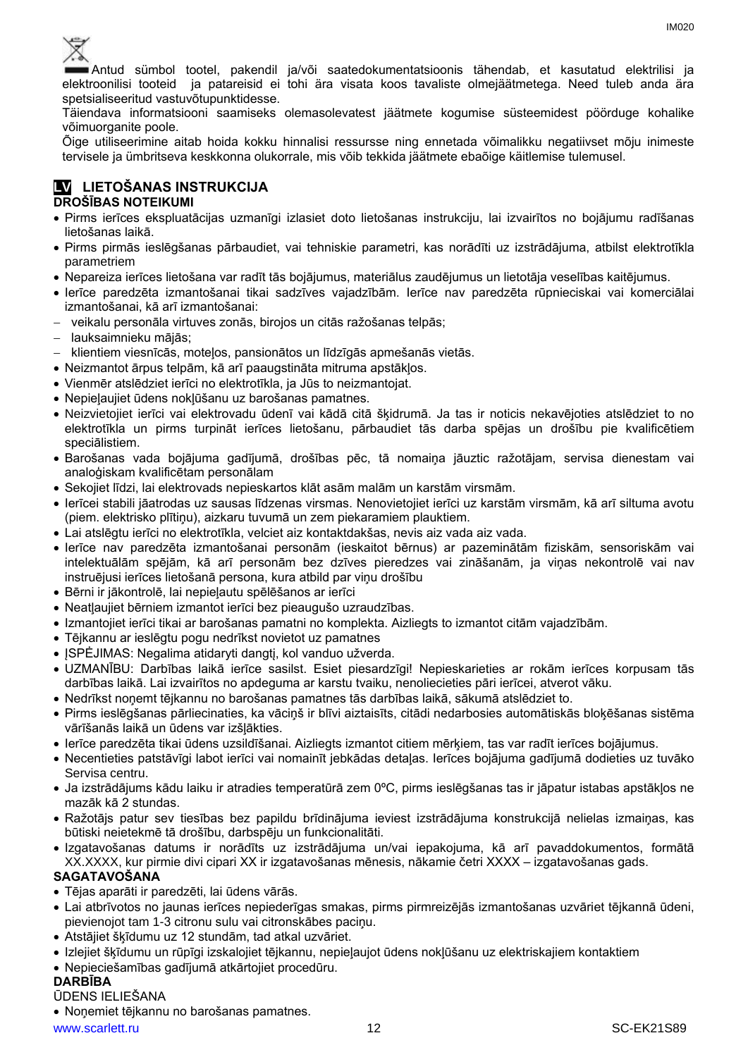Antud sümbol tootel, pakendil ja/või saatedokumentatsioonis tähendab, et kasutatud elektrilisi ja elektroonilisi tooteid ja patareisid ei tohi ära visata koos tavaliste olmejäätmetega. Need tuleb anda ära spetsialiseeritud vastuvõtupunktidesse.

Täiendava informatsiooni saamiseks olemasolevatest jäätmete kogumise süsteemidest pöörduge kohalike võimuorganite poole.

Õige utiliseerimine aitab hoida kokku hinnalisi ressursse ning ennetada võimalikku negatiivset mõju inimeste tervisele ja ümbritseva keskkonna olukorrale, mis võib tekkida jäätmete ebaõige käitlemise tulemusel.

## LV LIETOŠANAS INSTRUKCIJA

**DROŠĪBAS NOTEIKUMI**

- Pirms ierīces ekspluatācijas uzmanīgi izlasiet doto lietošanas instrukciju, lai izvairītos no bojājumu radīšanas lietošanas laikā.
- Pirms pirmās ieslēgšanas pārbaudiet, vai tehniskie parametri, kas norādīti uz izstrādājuma, atbilst elektrotīkla parametriem
- Nepareiza ierīces lietošana var radīt tās bojājumus, materiālus zaudējumus un lietotāja veselības kaitējumus.
- Ierīce paredzēta izmantošanai tikai sadzīves vajadzībām. Ierīce nav paredzēta rūpnieciskai vai komerciālai izmantošanai, kā arī izmantošanai:
  - veikalu personāla virtuves zonās, birojos un citās ražošanas telpās;
  - lauksaimnieku mājās;
  - klientiem viesnīcās, moteļos, pansionātos un līdzīgās apmešanās vietās.
- Neizmantot ārpus telpām, kā arī paaugstināta mitruma apstākļos.
- Vienmēr atslēdziet ierīci no elektrotīkla, ja Jūs to neizmantojat.
- Nepieļaujiet ūdens nokļūšanu uz barošanas pamatnes.
- Neizvietojiet ierīci vai elektrovadu ūdenī vai kādā citā šķidrumā. Ja tas ir noticis nekavējoties atslēdziet to no elektrotīkla un pirms turpināt ierīces lietošanu, pārbaudiet tās darba spējas un drošību pie kvalificētiem speciālistiem.
- Barošanas vada bojājuma gadījumā, drošības pēc, tā nomaiņa jāuztic ražotājam, servisa dienestam vai analoģiskam kvalificētam personālam
- Sekojiet līdzi, lai elektrovads nepieskartos klāt asām malām un karstām virsmām.
- Ierīcei stabili jāatrodas uz sausas līdzenas virsmas. Nenovietojiet ierīci uz karstām virsmām, kā arī siltuma avotu (piem. elektrisko plītiņu), aizkaru tuvumā un zem piekaramiem plauktiem.
- Lai atslēgtu ierīci no elektrotīkla, velciet aiz kontaktdakšas, nevis aiz vada aiz vada.
- Ierīce nav paredzēta izmantošanai personām (ieskaitot bērnus) ar pazeminātām fiziskām, sensoriskām vai intelektuālām spējām, kā arī personām bez dzīves pieredzes vai zināšanām, ja viņas nekontrolē vai nav instruējusi ierīces lietošanā persona, kura atbild par viņu drošību
- Bērni ir jākontrolē, lai nepieļautu spēlēšanos ar ierīci
- Neatļaujiet bērniem izmantot ierīci bez pieaugušo uzraudzības.
- Izmantojiet ierīci tikai ar barošanas pamatni no komplekta. Aizliegts to izmantot citām vajadzībām.
- Tējkannu ar ieslēgtu pogu nedrīkst novietot uz pamatnes
- ĮSPĖJIMAS: Negalima atidaryti dangtį, kol vanduo užverda.
- UZMANĪBU: Darbības laikā ierīce sasilst. Esiet piesardzīgi! Nepieskarieties ar rokām ierīces korpusam tās darbības laikā. Lai izvairītos no apdeguma ar karstu tvaiku, nenoliecieties pāri ierīcei, atverot vāku.
- Nedrīkst noņemt tējkannu no barošanas pamatnes tās darbības laikā, sākumā atslēdziet to.
- Pirms ieslēgšanas pārliecinaties, ka vāciņš ir blīvi aiztaisīts, citādi nedarbosies automātiskās bloķēšanas sistēma vārīšanās laikā un ūdens var izšļākties.
- Ierīce paredzēta tikai ūdens uzsildīšanai. Aizliegts izmantot citiem mērķiem, tas var radīt ierīces bojājumus.
- Necentieties patstāvīgi labot ierīci vai nomainīt jebkādas detaļas. Ierīces bojājuma gadījumā dodieties uz tuvāko Servisa centru.
- Ja izstrādājums kādu laiku ir atradies temperatūrā zem 0ºC, pirms ieslēgšanas tas ir jāpatur istabas apstākļos ne mazāk kā 2 stundas.
- Ražotājs patur sev tiesības bez papildu brīdinājuma ieviest izstrādājuma konstrukcijā nelielas izmaiņas, kas būtiski neietekmē tā drošību, darbspēju un funkcionalitāti.
- Izgatavošanas datums ir norādīts uz izstrādājuma un/vai iepakojuma, kā arī pavaddokumentos, formātā XX.XXXX, kur pirmie divi cipari XX ir izgatavošanas mēnesis, nākamie četri XXXX – izgatavošanas gads.

**SAGATAVOŠANA**

- Tējas aparāti ir paredzēti, lai ūdens vārās.
- Lai atbrīvotos no jaunas ierīces nepiederīgas smakas, pirms pirmreizējās izmantošanas uzvāriet tējkannā ūdeni, pievienojot tam 1-3 citronu sulu vai citronskābes paciņu.
- Atstājiet šķīdumu uz 12 stundām, tad atkal uzvāriet.
- Izlejiet šķīdumu un rūpīgi izskalojiet tējkannu, nepieļaujot ūdens nokļūšanu uz elektriskajiem kontaktiem
- Nepieciešamības gadījumā atkārtojiet procedūru.

**DARBĪBA**

ŪDENS IELIEŠANA

- Noņemiet tējkannu no barošanas pamatnes.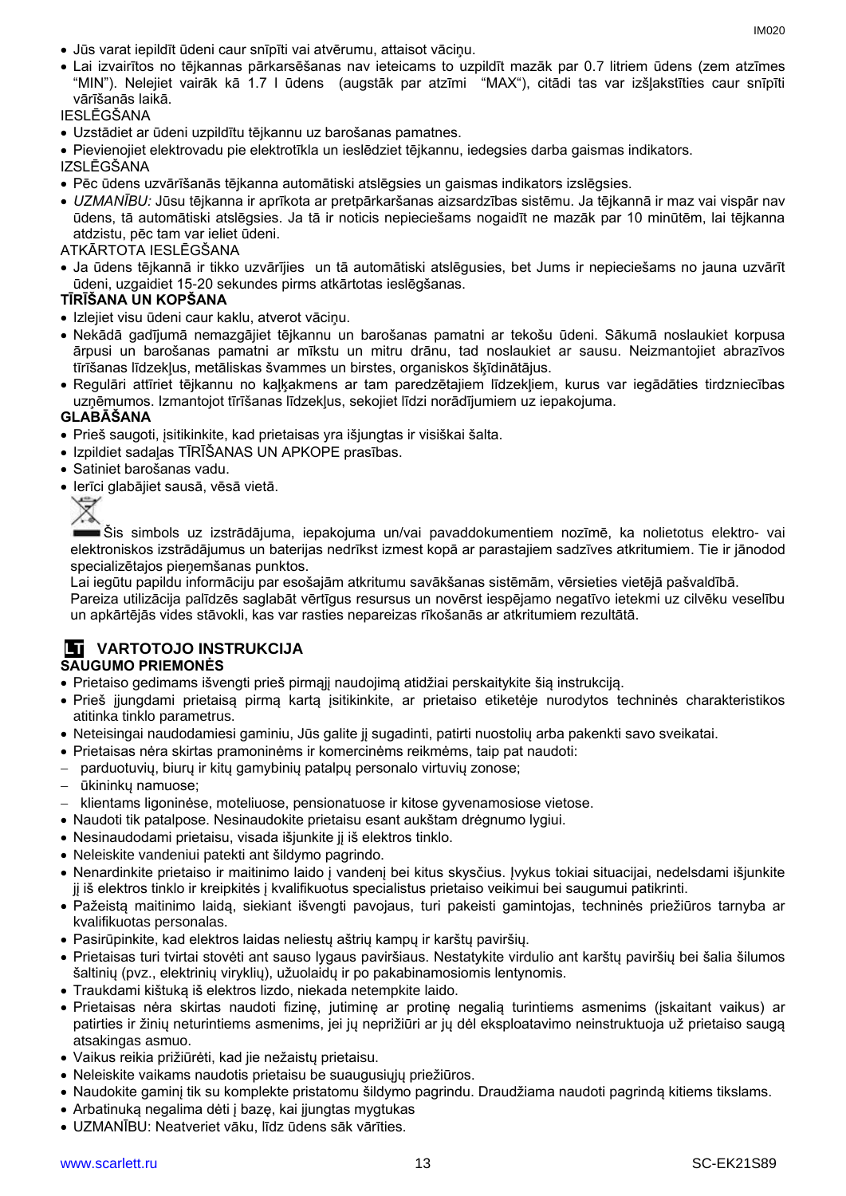- Jūs varat iepildīt ūdeni caur snīpīti vai atvērumu, attaisot vāciņu.
- Lai izvairītos no tējkannas pārkarsēšanas nav ieteicams to uzpildīt mazāk par 0.7 litriem ūdens (zem atzīmes "MIN"). Nelejiet vairāk kā 1.7 l ūdens (augstāk par atzīmi "MAX"), citādi tas var izšļakstīties caur snīpīti vārīšanās laikā.

IESLĒGŠANA

- Uzstādiet ar ūdeni uzpildītu tējkannu uz barošanas pamatnes.
- Pievienojiet elektrovadu pie elektrotīkla un ieslēdziet tējkannu, iedegsies darba gaismas indikators.

IZSLĒGŠANA

- Pēc ūdens uzvārīšanās tējkanna automātiski atslēgsies un gaismas indikators izslēgsies.
- *UZMANĪBU:* Jūsu tējkanna ir aprīkota ar pretpārkaršanas aizsardzības sistēmu. Ja tējkannā ir maz vai vispār nav ūdens, tā automātiski atslēgsies. Ja tā ir noticis nepieciešams nogaidīt ne mazāk par 10 minūtēm, lai tējkanna atdzistu, pēc tam var ieliet ūdeni.

ATKĀRTOTA IESLĒGŠANA

- Ja ūdens tējkannā ir tikko uzvārījies un tā automātiski atslēgusies, bet Jums ir nepieciešams no jauna uzvārīt ūdeni, uzgaidiet 15-20 sekundes pirms atkārtotas ieslēgšanas.

**TĪRĪŠANA UN KOPŠANA**

- Izlejiet visu ūdeni caur kaklu, atverot vāciņu.
- Nekādā gadījumā nemazgājiet tējkannu un barošanas pamatni ar tekošu ūdeni. Sākumā noslaukiet korpusa ārpusi un barošanas pamatni ar mīkstu un mitru drānu, tad noslaukiet ar sausu. Neizmantojiet abrazīvos tīrīšanas līdzekļus, metāliskas švammes un birstes, organiskos šķīdinātājus.
- Regulāri attīriet tējkannu no kaļķakmens ar tam paredzētajiem līdzekļiem, kurus var iegādāties tirdzniecības uzņēmumos. Izmantojot tīrīšanas līdzekļus, sekojiet līdzi norādījumiem uz iepakojuma.

**GLABĀŠANA**

- Prieš saugoti, įsitikinkite, kad prietaisas yra išjungtas ir visiškai šalta.
- Izpildiet sadaļas TĪRĪŠANAS UN APKOPE prasības.
- Satiniet barošanas vadu.
- Ierīci glabājiet sausā, vēsā vietā.

Šis simbols uz izstrādājuma, iepakojuma un/vai pavaddokumentiem nozīmē, ka nolietotus elektro- vai elektroniskos izstrādājumus un baterijas nedrīkst izmest kopā ar parastajiem sadzīves atkritumiem. Tie ir jānodod specializētajos pieņemšanas punktos.

Lai iegūtu papildu informāciju par esošajām atkritumu savākšanas sistēmām, vērsieties vietējā pašvaldībā.

Pareiza utilizācija palīdzēs saglabāt vērtīgus resursus un novērst iespējamo negatīvo ietekmi uz cilvēku veselību un apkārtējās vides stāvokli, kas var rasties nepareizas rīkošanās ar atkritumiem rezultātā.

## LT VARTOTOJO INSTRUKCIJA

**SAUGUMO PRIEMONĖS**

- Prietaiso gedimams išvengti prieš pirmąjį naudojimą atidžiai perskaitykite šią instrukciją.
- Prieš įjungdami prietaisą pirmą kartą įsitikinkite, ar prietaiso etiketėje nurodytos techninės charakteristikos atitinka tinklo parametrus.
- Neteisingai naudodamiesi gaminiu, Jūs galite jį sugadinti, patirti nuostolių arba pakenkti savo sveikatai.
- Prietaisas nėra skirtas pramoninėms ir komercinėms reikmėms, taip pat naudoti:
  - parduotuvių, biurų ir kitų gamybinių patalpų personalo virtuvių zonose;
  - ūkininkų namuose;
  - klientams ligoninėse, moteliuose, pensionatuose ir kitose gyvenamosiose vietose.
- Naudoti tik patalpose. Nesinaudokite prietaisu esant aukštam drėgnumo lygiui.
- Nesinaudodami prietaisu, visada išjunkite jį iš elektros tinklo.
- Neleiskite vandeniui patekti ant šildymo pagrindo.
- Nenardinkite prietaiso ir maitinimo laido į vandenį bei kitus skysčius. Įvykus tokiai situacijai, nedelsdami išjunkite jį iš elektros tinklo ir kreipkitės į kvalifikuotus specialistus prietaiso veikimui bei saugumui patikrinti.
- Pažeistą maitinimo laidą, siekiant išvengti pavojaus, turi pakeisti gamintojas, techninės priežiūros tarnyba ar kvalifikuotas personalas.
- Pasirūpinkite, kad elektros laidas neliestų aštrių kampų ir karštų paviršių.
- Prietaisas turi tvirtai stovėti ant sauso lygaus paviršiaus. Nestatykite virdulio ant karštų paviršių bei šalia šilumos šaltinių (pvz., elektrinių viryklių), užuolaidų ir po pakabinamosiomis lentynomis.
- Traukdami kištuką iš elektros lizdo, niekada netempkite laido.
- Prietaisas nėra skirtas naudoti fizinę, jutiminę ar protinę negalią turintiems asmenims (įskaitant vaikus) ar patirties ir žinių neturintiems asmenims, jei jų neprižiūri ar jų dėl eksploatavimo neinstruktuoja už prietaiso saugą atsakingas asmuo.
- Vaikus reikia prižiūrėti, kad jie nežaistų prietaisu.
- Neleiskite vaikams naudotis prietaisu be suaugusiųjų priežiūros.
- Naudokite gaminį tik su komplekte pristatomu šildymo pagrindu. Draudžiama naudoti pagrindą kitiems tikslams.
- Arbatinuką negalima dėti į bazę, kai įjungtas mygtukas
- UZMANĪBU: Neatveriet vāku, līdz ūdens sāk vārīties.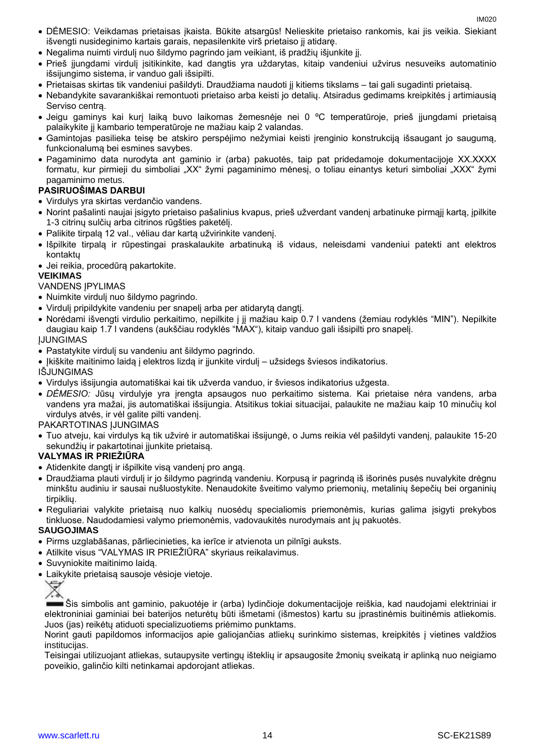- DĖMESIO: Veikdamas prietaisas įkaista. Būkite atsargūs! Nelieskite prietaiso rankomis, kai jis veikia. Siekiant išvengti nusideginimo kartais garais, nepasilenkite virš prietaiso jį atidarę.
- Negalima nuimti virdulį nuo šildymo pagrindo jam veikiant, iš pradžių išjunkite jį.
- Prieš įjungdami virdulį įsitikinkite, kad dangtis yra uždarytas, kitaip vandeniui užvirus nesuveiks automatinio išsijungimo sistema, ir vanduo gali išsipilti.
- Prietaisas skirtas tik vandeniui pašildyti. Draudžiama naudoti jį kitiems tikslams – tai gali sugadinti prietaisą.
- Nebandykite savarankiškai remontuoti prietaiso arba keisti jo detalių. Atsiradus gedimams kreipkitės į artimiausią Serviso centrą.
- Jeigu gaminys kai kurį laiką buvo laikomas žemesnėje nei 0 ºC temperatūroje, prieš įjungdami prietaisą palaikykite jį kambario temperatūroje ne mažiau kaip 2 valandas.
- Gamintojas pasilieka teisę be atskiro perspėjimo nežymiai keisti įrenginio konstrukciją išsaugant jo saugumą, funkcionalumą bei esmines savybes.
- Pagaminimo data nurodyta ant gaminio ir (arba) pakuotės, taip pat pridedamoje dokumentacijoje XX.XXXX formatu, kur pirmieji du simboliai „XX" žymi pagaminimo mėnesį, o toliau einantys keturi simboliai „XXX" žymi pagaminimo metus.

**PASIRUOŠIMAS DARBUI**

- Virdulys yra skirtas verdančio vandens.
- Norint pašalinti naujai įsigyto prietaiso pašalinius kvapus, prieš užverdant vandenį arbatinuke pirmąjį kartą, įpilkite 1-3 citrinų sulčių arba citrinos rūgšties paketėlį.
- Palikite tirpalą 12 val., vėliau dar kartą užvirinkite vandenį.
- Išpilkite tirpalą ir rūpestingai praskalaukite arbatinuką iš vidaus, neleisdami vandeniui patekti ant elektros kontaktų
- Jei reikia, procedūrą pakartokite.

**VEIKIMAS**

VANDENS ĮPYLIMAS

- Nuimkite virdulį nuo šildymo pagrindo.
- Virdulį pripildykite vandeniu per snapelį arba per atidarytą dangtį.
- Norėdami išvengti virdulio perkaitimo, nepilkite į jį mažiau kaip 0.7 l vandens (žemiau rodyklės "MIN"). Nepilkite daugiau kaip 1.7 l vandens (aukščiau rodyklės "MAX"), kitaip vanduo gali išsipilti pro snapelį.

ĮJUNGIMAS

- Pastatykite virdulį su vandeniu ant šildymo pagrindo.
- Įkiškite maitinimo laidą į elektros lizdą ir įjunkite virdulį – užsidegs šviesos indikatorius.

IŠJUNGIMAS

- Virdulys išsijungia automatiškai kai tik užverda vanduo, ir šviesos indikatorius užgesta.
- *DĖMESIO:* Jūsų virdulyje yra įrengta apsaugos nuo perkaitimo sistema. Kai prietaise nėra vandens, arba vandens yra mažai, jis automatiškai išsijungia. Atsitikus tokiai situacijai, palaukite ne mažiau kaip 10 minučių kol virdulys atvės, ir vėl galite pilti vandenį.

PAKARTOTINAS ĮJUNGIMAS

- Tuo atveju, kai virdulys ką tik užvirė ir automatiškai išsijungė, o Jums reikia vėl pašildyti vandenį, palaukite 15-20 sekundžių ir pakartotinai įjunkite prietaisą.

**VALYMAS IR PRIEŽIŪRA**

- Atidenkite dangtį ir išpilkite visą vandenį pro angą.
- Draudžiama plauti virdulį ir jo šildymo pagrindą vandeniu. Korpusą ir pagrindą iš išorinės pusės nuvalykite drėgnu minkštu audiniu ir sausai nušluostykite. Nenaudokite šveitimo valymo priemonių, metalinių šepečių bei organinių tirpiklių.
- Reguliariai valykite prietaisą nuo kalkių nuosėdų specialiomis priemonėmis, kurias galima įsigyti prekybos tinkluose. Naudodamiesi valymo priemonėmis, vadovaukitės nurodymais ant jų pakuotės.

**SAUGOJIMAS**

- Pirms uzglabāšanas, pārliecinieties, ka ierīce ir atvienota un pilnīgi auksts.
- Atlikite visus "VALYMAS IR PRIEŽIŪRA" skyriaus reikalavimus.
- Suvyniokite maitinimo laidą.
- Laikykite prietaisą sausoje vėsioje vietoje.

Šis simbolis ant gaminio, pakuotėje ir (arba) lydinčioje dokumentacijoje reiškia, kad naudojami elektriniai ir elektroniniai gaminiai bei baterijos neturėtų būti išmetami (išmestos) kartu su įprastinėmis buitinėmis atliekomis. Juos (jas) reikėtų atiduoti specializuotiems priėmimo punktams.

Norint gauti papildomos informacijos apie galiojančias atliekų surinkimo sistemas, kreipkitės į vietines valdžios institucijas.

Teisingai utilizuojant atliekas, sutaupysite vertingų išteklių ir apsaugosite žmonių sveikatą ir aplinką nuo neigiamo poveikio, galinčio kilti netinkamai apdorojant atliekas.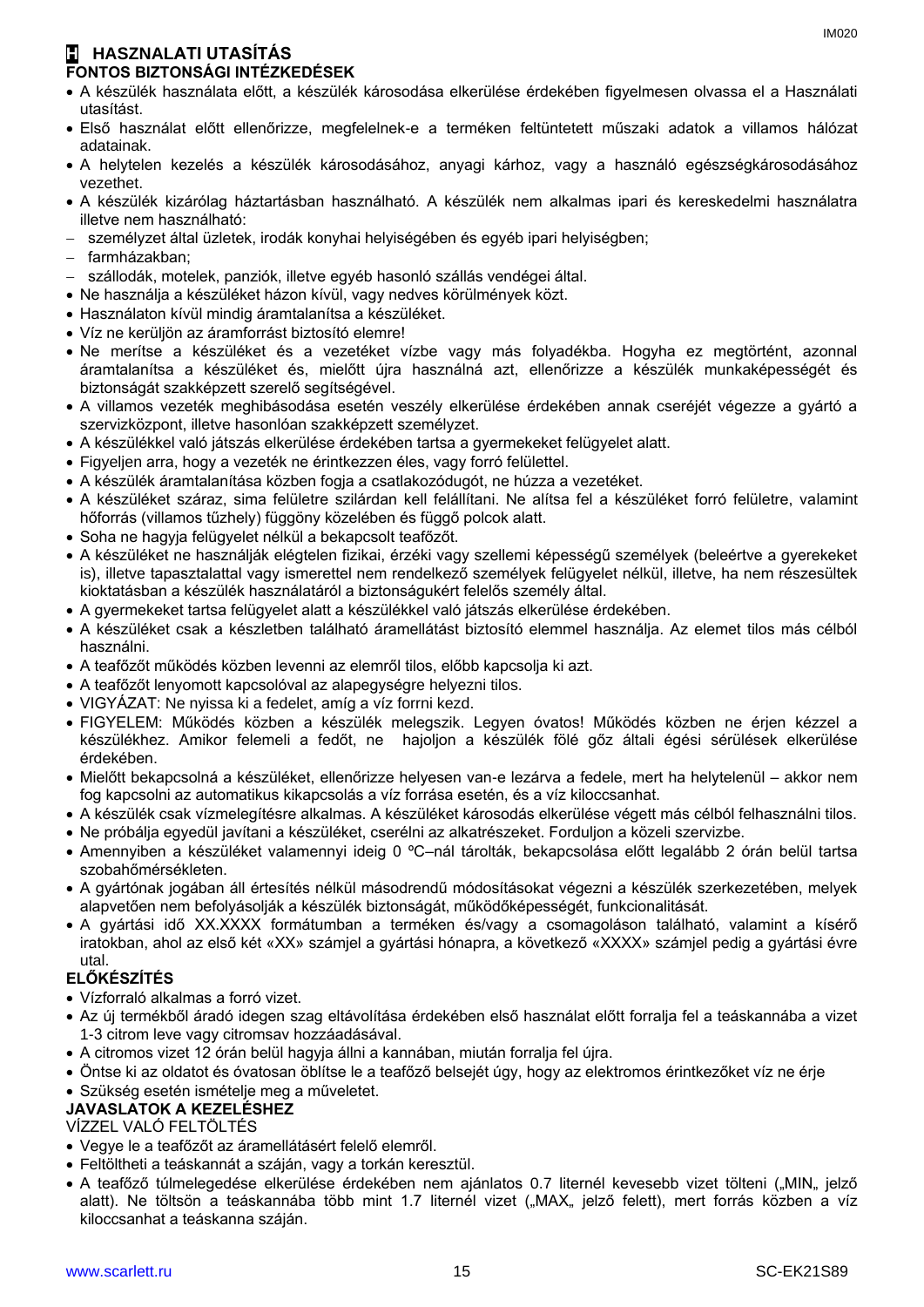# H HASZNALATI UTASÍTÁS

## FONTOS BIZTONSÁGI INTÉZKEDÉSEK

- A készülék használata előtt, a készülék károsodása elkerülése érdekében figyelmesen olvassa el a Használati utasítást.
- Első használat előtt ellenőrizze, megfelelnek-e a terméken feltüntetett műszaki adatok a villamos hálózat adatainak.
- A helytelen kezelés a készülék károsodásához, anyagi kárhoz, vagy a használó egészségkárosodásához vezethet.
- A készülék kizárólag háztartásban használható. A készülék nem alkalmas ipari és kereskedelmi használatra illetve nem használható:
  - személyzet által üzletek, irodák konyhai helyiségében és egyéb ipari helyiségben;
  - farmházakban;
  - szállodák, motelek, panziók, illetve egyéb hasonló szállás vendégei által.
- Ne használja a készüléket házon kívül, vagy nedves körülmények közt.
- Használaton kívül mindig áramtalanítsa a készüléket.
- Víz ne kerüljön az áramforrást biztosító elemre!
- Ne merítse a készüléket és a vezetéket vízbe vagy más folyadékba. Hogyha ez megtörtént, azonnal áramtalanítsa a készüléket és, mielőtt újra használná azt, ellenőrizze a készülék munkaképességét és biztonságát szakképzett szerelő segítségével.
- A villamos vezeték meghibásodása esetén veszély elkerülése érdekében annak cseréjét végezze a gyártó a szervizközpont, illetve hasonlóan szakképzett személyzet.
- A készülékkel való játszás elkerülése érdekében tartsa a gyermekeket felügyelet alatt.
- Figyeljen arra, hogy a vezeték ne érintkezzen éles, vagy forró felülettel.
- A készülék áramtalanítása közben fogja a csatlakozódugót, ne húzza a vezetéket.
- A készüléket száraz, sima felületre szilárdan kell felállítani. Ne alítsa fel a készüléket forró felületre, valamint hőforrás (villamos tűzhely) függöny közelében és függő polcok alatt.
- Soha ne hagyja felügyelet nélkül a bekapcsolt teafőzőt.
- A készüléket ne használják elégtelen fizikai, érzéki vagy szellemi képességű személyek (beleértve a gyerekeket is), illetve tapasztalattal vagy ismerettel nem rendelkező személyek felügyelet nélkül, illetve, ha nem részesültek kioktatásban a készülék használatáról a biztonságukért felelős személy által.
- A gyermekeket tartsa felügyelet alatt a készülékkel való játszás elkerülése érdekében.
- A készüléket csak a készletben található áramellátást biztosító elemmel használja. Az elemet tilos más célból használni.
- A teafőzőt működés közben levenni az elemről tilos, előbb kapcsolja ki azt.
- A teafőzőt lenyomott kapcsolóval az alapegységre helyezni tilos.
- VIGYÁZAT: Ne nyissa ki a fedelet, amíg a víz forrni kezd.
- FIGYELEM: Működés közben a készülék melegszik. Legyen óvatos! Működés közben ne érjen kézzel a készülékhez. Amikor felemeli a fedőt, ne hajoljon a készülék fölé gőz általi égési sérülések elkerülése érdekében.
- Mielőtt bekapcsolná a készüléket, ellenőrizze helyesen van-e lezárva a fedele, mert ha helytelenül – akkor nem fog kapcsolni az automatikus kikapcsolás a víz forrása esetén, és a víz kiloccsanhat.
- A készülék csak vízmelegítésre alkalmas. A készüléket károsodás elkerülése végett más célból felhasználni tilos.
- Ne próbálja egyedül javítani a készüléket, cserélni az alkatrészeket. Forduljon a közeli szervizbe.
- Amennyiben a készüléket valamennyi ideig 0 ºC–nál tárolták, bekapcsolása előtt legalább 2 órán belül tartsa szobahőmérsékleten.
- A gyártónak jogában áll értesítés nélkül másodrendű módosításokat végezni a készülék szerkezetében, melyek alapvetően nem befolyásolják a készülék biztonságát, működőképességét, funkcionalitását.
- A gyártási idő XX.XXXX formátumban a terméken és/vagy a csomagoláson található, valamint a kísérő iratokban, ahol az első két «XX» számjel a gyártási hónapra, a következő «XXXX» számjel pedig a gyártási évre utal.

## ELŐKÉSZÍTÉS

- Vízforraló alkalmas a forró vizet.
- Az új termékből áradó idegen szag eltávolítása érdekében első használat előtt forralja fel a teáskannába a vizet 1-3 citrom leve vagy citromsav hozzáadásával.
- A citromos vizet 12 órán belül hagyja állni a kannában, miután forralja fel újra.
- Öntse ki az oldatot és óvatosan öblítse le a teafőző belsejét úgy, hogy az elektromos érintkezőket víz ne érje
- Szükség esetén ismételje meg a műveletet.

## JAVASLATOK A KEZELÉSHEZ

VÍZZEL VALÓ FELTÖLTÉS

- Vegye le a teafőzőt az áramellátásért felelő elemről.
- Feltöltheti a teáskannát a száján, vagy a torkán keresztül.
- A teafőző túlmelegedése elkerülése érdekében nem ajánlatos 0.7 liternél kevesebb vizet tölteni („MIN„ jelző alatt). Ne töltsön a teáskannába több mint 1.7 liternél vizet („MAX„ jelző felett), mert forrás közben a víz kiloccsanhat a teáskanna száján.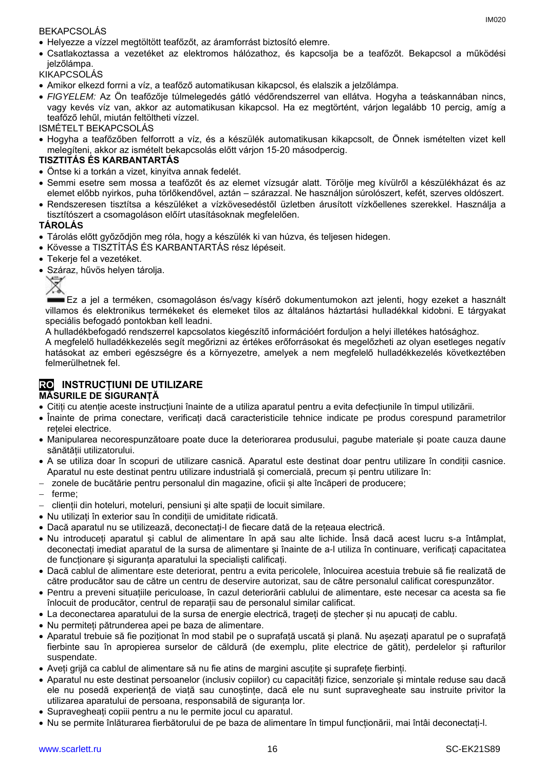BEKAPCSOLÁS

- Helyezze a vízzel megtöltött teafőzőt, az áramforrást biztosító elemre.
- Csatlakoztassa a vezetéket az elektromos hálózathoz, és kapcsolja be a teafőzőt. Bekapcsol a működési jelzőlámpa.

KIKAPCSOLÁS

- Amikor elkezd forrni a víz, a teafőző automatikusan kikapcsol, és elalszik a jelzőlámpa.
- *FIGYELEM:* Az Ön teafőzője túlmelegedés gátló védőrendszerrel van ellátva. Hogyha a teáskannában nincs, vagy kevés víz van, akkor az automatikusan kikapcsol. Ha ez megtörtént, várjon legalább 10 percig, amíg a teafőző lehűl, miután feltöltheti vízzel.

ISMÉTELT BEKAPCSOLÁS

- Hogyha a teafőzőben felforrott a víz, és a készülék automatikusan kikapcsolt, de Önnek ismételten vizet kell melegíteni, akkor az ismételt bekapcsolás előtt várjon 15-20 másodpercig.

**TISZTITÁS ÉS KARBANTARTÁS**

- Öntse ki a torkán a vizet, kinyitva annak fedelét.
- Semmi esetre sem mossa a teafőzőt és az elemet vízsugár alatt. Törölje meg kívülről a készülékházat és az elemet előbb nyirkos, puha törlőkendővel, aztán – szárazzal. Ne használjon súrolószert, kefét, szerves oldószert.
- Rendszeresen tisztítsa a készüléket a vízkövesedéstől üzletben árusított vízkőellenes szerekkel. Használja a tisztítószert a csomagoláson előírt utasításoknak megfelelően.

**TÁROLÁS**

- Tárolás előtt győződjön meg róla, hogy a készülék ki van húzva, és teljesen hidegen.
- Kövesse a TISZTÍTÁS ÉS KARBANTARTÁS rész lépéseit.
- Tekerje fel a vezetéket.
- Száraz, hűvös helyen tárolja.

Ez a jel a terméken, csomagoláson és/vagy kísérő dokumentumokon azt jelenti, hogy ezeket a használt villamos és elektronikus termékeket és elemeket tilos az általános háztartási hulladékkal kidobni. E tárgyakat speciális befogadó pontokban kell leadni.

A hulladékbefogadó rendszerrel kapcsolatos kiegészítő információért forduljon a helyi illetékes hatósághoz.

A megfelelő hulladékkezelés segít megőrizni az értékes erőforrásokat és megelőzheti az olyan esetleges negatív hatásokat az emberi egészségre és a környezetre, amelyek a nem megfelelő hulladékkezelés következtében felmerülhetnek fel.

## RO INSTRUCȚIUNI DE UTILIZARE

**MĂSURILE DE SIGURANȚĂ**

- Citiți cu atenție aceste instrucțiuni înainte de a utiliza aparatul pentru a evita defecțiunile în timpul utilizării.
- Înainte de prima conectare, verificați dacă caracteristicile tehnice indicate pe produs corespund parametrilor rețelei electrice.
- Manipularea necorespunzătoare poate duce la deteriorarea produsului, pagube materiale și poate cauza daune sănătății utilizatorului.
- A se utiliza doar în scopuri de utilizare casnică. Aparatul este destinat doar pentru utilizare în condiții casnice. Aparatul nu este destinat pentru utilizare industrială și comercială, precum și pentru utilizare în:
  - zonele de bucătărie pentru personalul din magazine, oficii și alte încăperi de producere;
  - ferme;
  - clienții din hoteluri, moteluri, pensiuni și alte spații de locuit similare.
- Nu utilizați în exterior sau în condiții de umiditate ridicată.
- Dacă aparatul nu se utilizează, deconectați-l de fiecare dată de la rețeaua electrică.
- Nu introduceți aparatul și cablul de alimentare în apă sau alte lichide. Însă dacă acest lucru s-a întâmplat, deconectați imediat aparatul de la sursa de alimentare și înainte de a-l utiliza în continuare, verificați capacitatea de funcționare și siguranța aparatului la specialiști calificați.
- Dacă cablul de alimentare este deteriorat, pentru a evita pericolele, înlocuirea acestuia trebuie să fie realizată de către producător sau de către un centru de deservire autorizat, sau de către personalul calificat corespunzător.
- Pentru a preveni situațiile periculoase, în cazul deteriorării cablului de alimentare, este necesar ca acesta sa fie înlocuit de producător, centrul de reparații sau de personalul similar calificat.
- La deconectarea aparatului de la sursa de energie electrică, trageți de ștecher și nu apucați de cablu.
- Nu permiteți pătrunderea apei pe baza de alimentare.
- Aparatul trebuie să fie poziționat în mod stabil pe o suprafață uscată și plană. Nu așezați aparatul pe o suprafață fierbinte sau în apropierea surselor de căldură (de exemplu, plite electrice de gătit), perdelelor și rafturilor suspendate.
- Aveți grijă ca cablul de alimentare să nu fie atins de margini ascuțite și suprafețe fierbinți.
- Aparatul nu este destinat persoanelor (inclusiv copiilor) cu capacități fizice, senzoriale și mintale reduse sau dacă ele nu posedă experiență de viață sau cunoștințe, dacă ele nu sunt supravegheate sau instruite privitor la utilizarea aparatului de persoana, responsabilă de siguranța lor.
- Supravegheați copiii pentru a nu le permite jocul cu aparatul.
- Nu se permite înlăturarea fierbătorului de pe baza de alimentare în timpul funcționării, mai întâi deconectați-l.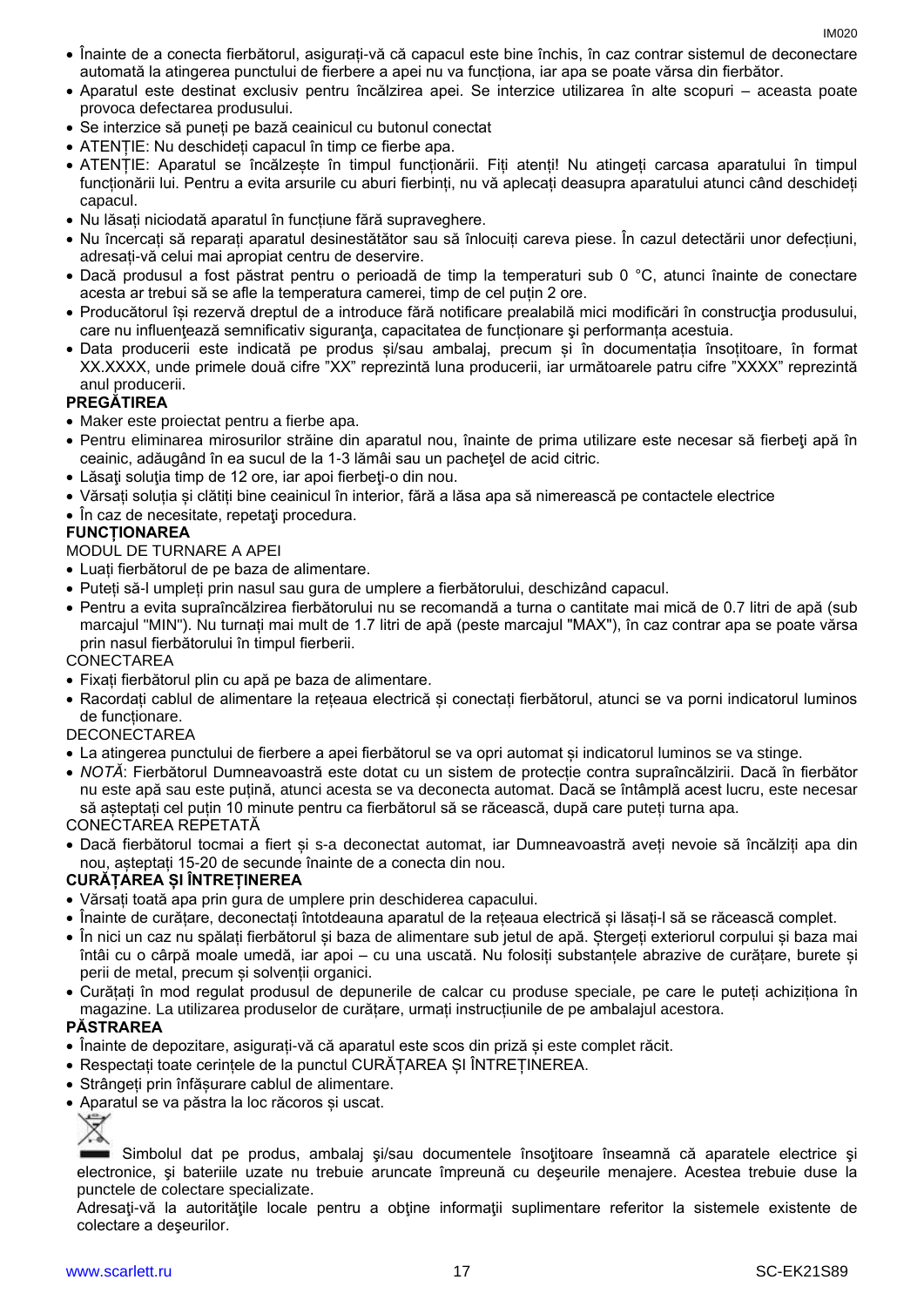- Înainte de a conecta fierbătorul, asigurați-vă că capacul este bine închis, în caz contrar sistemul de deconectare automată la atingerea punctului de fierbere a apei nu va funcționa, iar apa se poate vărsa din fierbător.
- Aparatul este destinat exclusiv pentru încălzirea apei. Se interzice utilizarea în alte scopuri – aceasta poate provoca defectarea produsului.
- Se interzice să puneți pe bază ceainicul cu butonul conectat
- ATENȚIE: Nu deschideți capacul în timp ce fierbe apa.
- ATENȚIE: Aparatul se încălzește în timpul funcționării. Fiți atenți! Nu atingeți carcasa aparatului în timpul funcționării lui. Pentru a evita arsurile cu aburi fierbinți, nu vă aplecați deasupra aparatului atunci când deschideți capacul.
- Nu lăsați niciodată aparatul în funcțiune fără supraveghere.
- Nu încercați să reparați aparatul desinestătător sau să înlocuiți careva piese. În cazul detectării unor defecțiuni, adresați-vă celui mai apropiat centru de deservire.
- Dacă produsul a fost păstrat pentru o perioadă de timp la temperaturi sub 0 °C, atunci înainte de conectare acesta ar trebui să se afle la temperatura camerei, timp de cel puțin 2 ore.
- Producătorul își rezervă dreptul de a introduce fără notificare prealabilă mici modificări în construcţia produsului, care nu influenţează semnificativ siguranţa, capacitatea de funcționare şi performanța acestuia.
- Data producerii este indicată pe produs și/sau ambalaj, precum și în documentația însoțitoare, în format XX.XXXX, unde primele două cifre ”XX” reprezintă luna producerii, iar următoarele patru cifre ”XXXX” reprezintă anul producerii.

**PREGĂTIREA**

- Maker este proiectat pentru a fierbe apa.
- Pentru eliminarea mirosurilor străine din aparatul nou, înainte de prima utilizare este necesar să fierbeţi apă în ceainic, adăugând în ea sucul de la 1-3 lămâi sau un pacheţel de acid citric.
- Lăsaţi soluţia timp de 12 ore, iar apoi fierbeţi-o din nou.
- Vărsați soluția și clătiți bine ceainicul în interior, fără a lăsa apa să nimerească pe contactele electrice
- În caz de necesitate, repetaţi procedura.

**FUNCȚIONAREA**

MODUL DE TURNARE A APEI

- Luați fierbătorul de pe baza de alimentare.
- Puteți să-l umpleți prin nasul sau gura de umplere a fierbătorului, deschizând capacul.
- Pentru a evita supraîncălzirea fierbătorului nu se recomandă a turna o cantitate mai mică de 0.7 litri de apă (sub marcajul "MIN"). Nu turnați mai mult de 1.7 litri de apă (peste marcajul "MAX"), în caz contrar apa se poate vărsa prin nasul fierbătorului în timpul fierberii.

CONECTAREA

- Fixați fierbătorul plin cu apă pe baza de alimentare.
- Racordați cablul de alimentare la rețeaua electrică și conectați fierbătorul, atunci se va porni indicatorul luminos de funcționare.

DECONECTAREA

- La atingerea punctului de fierbere a apei fierbătorul se va opri automat și indicatorul luminos se va stinge.
- *NOTĂ*: Fierbătorul Dumneavoastră este dotat cu un sistem de protecție contra supraîncălzirii. Dacă în fierbător nu este apă sau este puțină, atunci acesta se va deconecta automat. Dacă se întâmplă acest lucru, este necesar să așteptați cel puțin 10 minute pentru ca fierbătorul să se răcească, după care puteți turna apa.

CONECTAREA REPETATĂ

- Dacă fierbătorul tocmai a fiert și s-a deconectat automat, iar Dumneavoastră aveți nevoie să încălziți apa din nou, așteptați 15-20 de secunde înainte de a conecta din nou.

**CURĂȚAREA ȘI ÎNTREȚINEREA**

- Vărsați toată apa prin gura de umplere prin deschiderea capacului.
- Înainte de curățare, deconectați întotdeauna aparatul de la rețeaua electrică și lăsați-l să se răcească complet.
- În nici un caz nu spălați fierbătorul și baza de alimentare sub jetul de apă. Ștergeți exteriorul corpului și baza mai întâi cu o cârpă moale umedă, iar apoi – cu una uscată. Nu folosiți substanțele abrazive de curățare, burete și perii de metal, precum și solvenții organici.
- Curățați în mod regulat produsul de depunerile de calcar cu produse speciale, pe care le puteți achiziționa în magazine. La utilizarea produselor de curățare, urmați instrucțiunile de pe ambalajul acestora.

**PĂSTRAREA**

- Înainte de depozitare, asigurați-vă că aparatul este scos din priză și este complet răcit.
- Respectați toate cerințele de la punctul CURĂȚAREA ȘI ÎNTREȚINEREA.
- Strângeți prin înfășurare cablul de alimentare.
- Aparatul se va păstra la loc răcoros și uscat.

Simbolul dat pe produs, ambalaj şi/sau documentele însoţitoare înseamnă că aparatele electrice şi electronice, şi bateriile uzate nu trebuie aruncate împreună cu deşeurile menajere. Acestea trebuie duse la punctele de colectare specializate.

Adresaţi-vă la autorităţile locale pentru a obţine informaţii suplimentare referitor la sistemele existente de colectare a deşeurilor.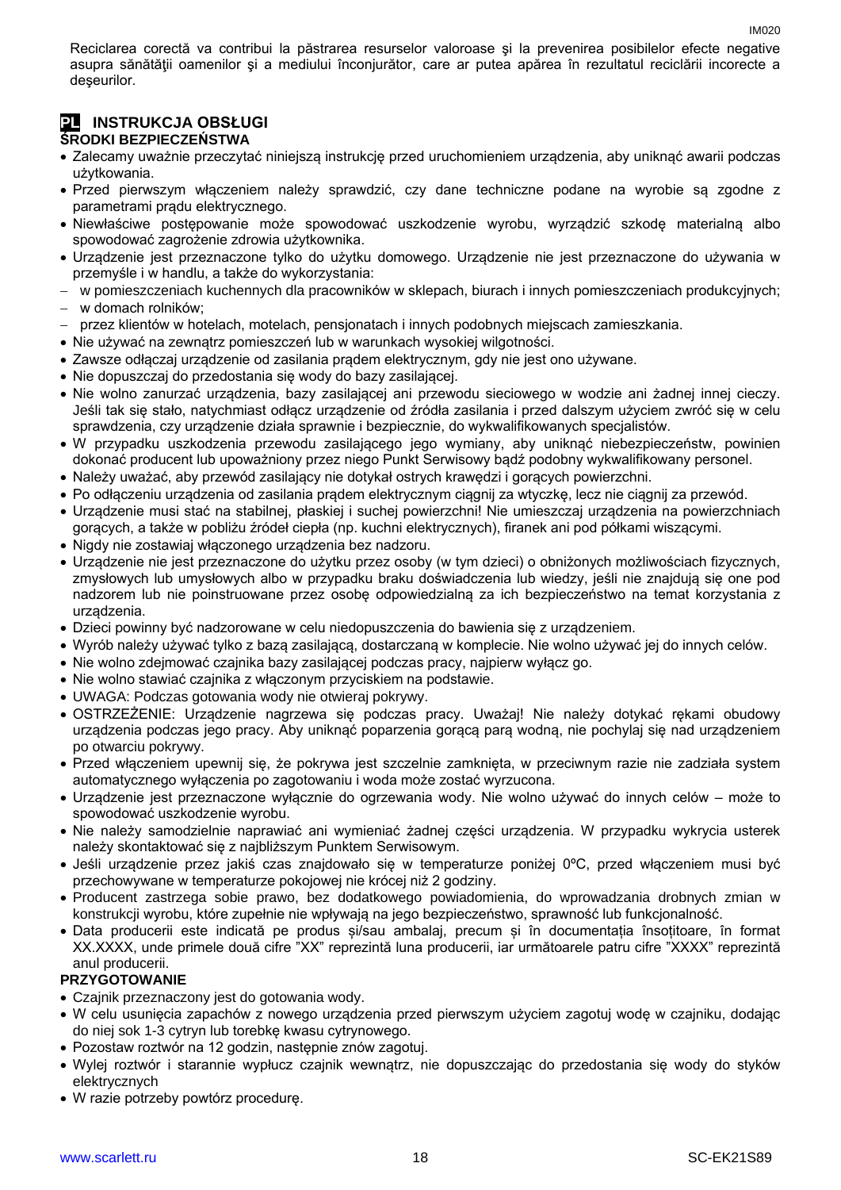Reciclarea corectă va contribui la păstrarea resurselor valoroase şi la prevenirea posibilelor efecte negative asupra sănătăţii oamenilor şi a mediului înconjurător, care ar putea apărea în rezultatul reciclării incorecte a deşeurilor.

## PL INSTRUKCJA OBSŁUGI

**ŚRODKI BEZPIECZEŃSTWA**

- Zalecamy uważnie przeczytać niniejszą instrukcję przed uruchomieniem urządzenia, aby uniknąć awarii podczas użytkowania.
- Przed pierwszym włączeniem należy sprawdzić, czy dane techniczne podane na wyrobie są zgodne z parametrami prądu elektrycznego.
- Niewłaściwe postępowanie może spowodować uszkodzenie wyrobu, wyrządzić szkodę materialną albo spowodować zagrożenie zdrowia użytkownika.
- Urządzenie jest przeznaczone tylko do użytku domowego. Urządzenie nie jest przeznaczone do używania w przemyśle i w handlu, a także do wykorzystania:
  - w pomieszczeniach kuchennych dla pracowników w sklepach, biurach i innych pomieszczeniach produkcyjnych;
  - w domach rolników;
  - przez klientów w hotelach, motelach, pensjonatach i innych podobnych miejscach zamieszkania.
- Nie używać na zewnątrz pomieszczeń lub w warunkach wysokiej wilgotności.
- Zawsze odłączaj urządzenie od zasilania prądem elektrycznym, gdy nie jest ono używane.
- Nie dopuszczaj do przedostania się wody do bazy zasilającej.
- Nie wolno zanurzać urządzenia, bazy zasilającej ani przewodu sieciowego w wodzie ani żadnej innej cieczy. Jeśli tak się stało, natychmiast odłącz urządzenie od źródła zasilania i przed dalszym użyciem zwróć się w celu sprawdzenia, czy urządzenie działa sprawnie i bezpiecznie, do wykwalifikowanych specjalistów.
- W przypadku uszkodzenia przewodu zasilającego jego wymiany, aby uniknąć niebezpieczeństw, powinien dokonać producent lub upoważniony przez niego Punkt Serwisowy bądź podobny wykwalifikowany personel.
- Należy uważać, aby przewód zasilający nie dotykał ostrych krawędzi i gorących powierzchni.
- Po odłączeniu urządzenia od zasilania prądem elektrycznym ciągnij za wtyczkę, lecz nie ciągnij za przewód.
- Urządzenie musi stać na stabilnej, płaskiej i suchej powierzchni! Nie umieszczaj urządzenia na powierzchniach gorących, a także w pobliżu źródeł ciepła (np. kuchni elektrycznych), firanek ani pod półkami wiszącymi.
- Nigdy nie zostawiaj włączonego urządzenia bez nadzoru.
- Urządzenie nie jest przeznaczone do użytku przez osoby (w tym dzieci) o obniżonych możliwościach fizycznych, zmysłowych lub umysłowych albo w przypadku braku doświadczenia lub wiedzy, jeśli nie znajdują się one pod nadzorem lub nie poinstruowane przez osobę odpowiedzialną za ich bezpieczeństwo na temat korzystania z urządzenia.
- Dzieci powinny być nadzorowane w celu niedopuszczenia do bawienia się z urządzeniem.
- Wyrób należy używać tylko z bazą zasilającą, dostarczaną w komplecie. Nie wolno używać jej do innych celów.
- Nie wolno zdejmować czajnika bazy zasilającej podczas pracy, najpierw wyłącz go.
- Nie wolno stawiać czajnika z włączonym przyciskiem na podstawie.
- UWAGA: Podczas gotowania wody nie otwieraj pokrywy.
- OSTRZEŻENIE: Urządzenie nagrzewa się podczas pracy. Uważaj! Nie należy dotykać rękami obudowy urządzenia podczas jego pracy. Aby uniknąć poparzenia gorącą parą wodną, nie pochylaj się nad urządzeniem po otwarciu pokrywy.
- Przed włączeniem upewnij się, że pokrywa jest szczelnie zamknięta, w przeciwnym razie nie zadziała system automatycznego wyłączenia po zagotowaniu i woda może zostać wyrzucona.
- Urządzenie jest przeznaczone wyłącznie do ogrzewania wody. Nie wolno używać do innych celów – może to spowodować uszkodzenie wyrobu.
- Nie należy samodzielnie naprawiać ani wymieniać żadnej części urządzenia. W przypadku wykrycia usterek należy skontaktować się z najbliższym Punktem Serwisowym.
- Jeśli urządzenie przez jakiś czas znajdowało się w temperaturze poniżej 0ºC, przed włączeniem musi być przechowywane w temperaturze pokojowej nie krócej niż 2 godziny.
- Producent zastrzega sobie prawo, bez dodatkowego powiadomienia, do wprowadzania drobnych zmian w konstrukcji wyrobu, które zupełnie nie wpływają na jego bezpieczeństwo, sprawność lub funkcjonalność.
- Data producerii este indicată pe produs și/sau ambalaj, precum și în documentația însoțitoare, în format XX.XXXX, unde primele două cifre "XX" reprezintă luna producerii, iar următoarele patru cifre "XXXX" reprezintă anul producerii.

**PRZYGOTOWANIE**

- Czajnik przeznaczony jest do gotowania wody.
- W celu usunięcia zapachów z nowego urządzenia przed pierwszym użyciem zagotuj wodę w czajniku, dodając do niej sok 1-3 cytryn lub torebkę kwasu cytrynowego.
- Pozostaw roztwór na 12 godzin, następnie znów zagotuj.
- Wylej roztwór i starannie wypłucz czajnik wewnątrz, nie dopuszczając do przedostania się wody do styków elektrycznych
- W razie potrzeby powtórz procedurę.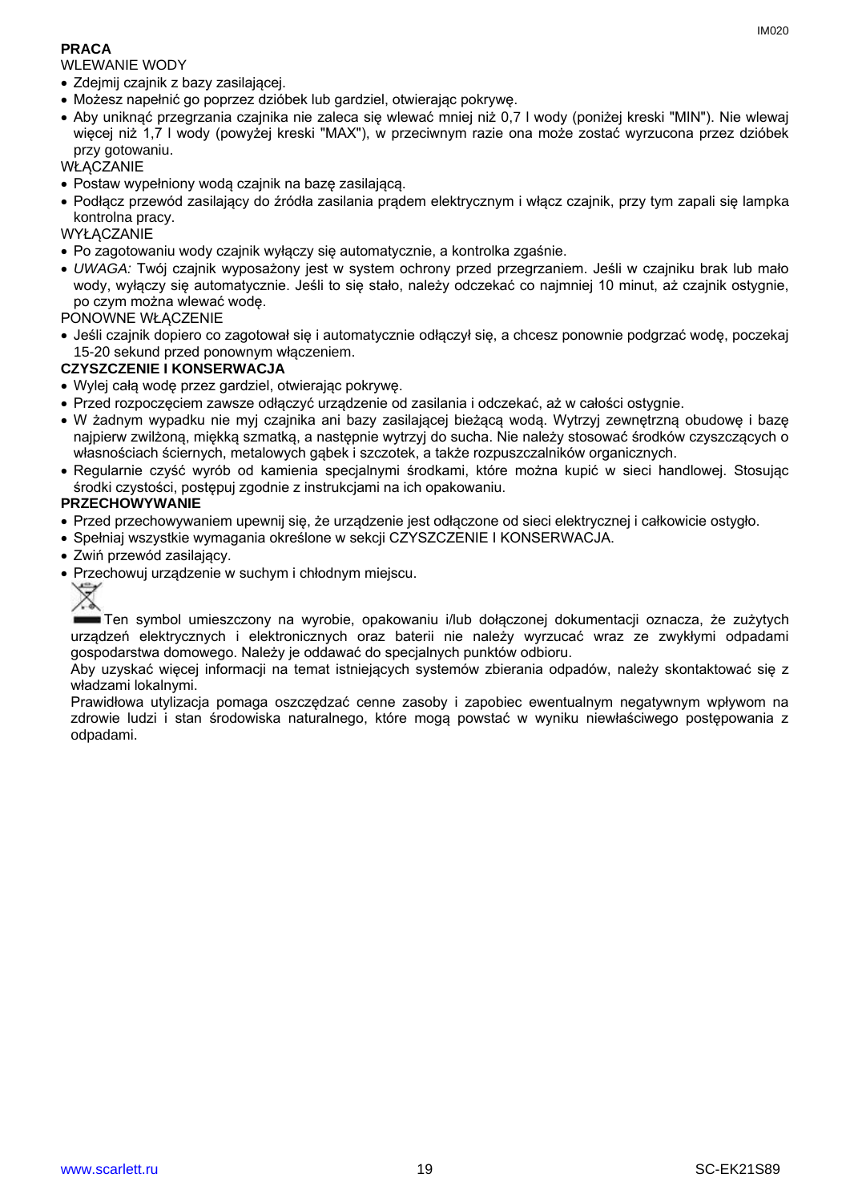**PRACA**

WLEWANIE WODY

- Zdejmij czajnik z bazy zasilającej.
- Możesz napełnić go poprzez dzióbek lub gardziel, otwierając pokrywę.
- Aby uniknąć przegrzania czajnika nie zaleca się wlewać mniej niż 0,7 l wody (poniżej kreski "MIN"). Nie wlewaj więcej niż 1,7 l wody (powyżej kreski "MAX"), w przeciwnym razie ona może zostać wyrzucona przez dzióbek przy gotowaniu.

WŁĄCZANIE

- Postaw wypełniony wodą czajnik na bazę zasilającą.
- Podłącz przewód zasilający do źródła zasilania prądem elektrycznym i włącz czajnik, przy tym zapali się lampka kontrolna pracy.

WYŁĄCZANIE

- Po zagotowaniu wody czajnik wyłączy się automatycznie, a kontrolka zgaśnie.
- *UWAGA:* Twój czajnik wyposażony jest w system ochrony przed przegrzaniem. Jeśli w czajniku brak lub mało wody, wyłączy się automatycznie. Jeśli to się stało, należy odczekać co najmniej 10 minut, aż czajnik ostygnie, po czym można wlewać wodę.

PONOWNE WŁĄCZENIE

- Jeśli czajnik dopiero co zagotował się i automatycznie odłączył się, a chcesz ponownie podgrzać wodę, poczekaj 15-20 sekund przed ponownym włączeniem.

**CZYSZCZENIE I KONSERWACJA**

- Wylej całą wodę przez gardziel, otwierając pokrywę.
- Przed rozpoczęciem zawsze odłączyć urządzenie od zasilania i odczekać, aż w całości ostygnie.
- W żadnym wypadku nie myj czajnika ani bazy zasilającej bieżącą wodą. Wytrzyj zewnętrzną obudowę i bazę najpierw zwilżoną, miękką szmatką, a następnie wytrzyj do sucha. Nie należy stosować środków czyszczących o własnościach ściernych, metalowych gąbek i szczotek, a także rozpuszczalników organicznych.
- Regularnie czyść wyrób od kamienia specjalnymi środkami, które można kupić w sieci handlowej. Stosując środki czystości, postępuj zgodnie z instrukcjami na ich opakowaniu.

**PRZECHOWYWANIE**

- Przed przechowywaniem upewnij się, że urządzenie jest odłączone od sieci elektrycznej i całkowicie ostygło.
- Spełniaj wszystkie wymagania określone w sekcji CZYSZCZENIE I KONSERWACJA.
- Zwiń przewód zasilający.
- Przechowuj urządzenie w suchym i chłodnym miejscu.

Ten symbol umieszczony na wyrobie, opakowaniu i/lub dołączonej dokumentacji oznacza, że zużytych urządzeń elektrycznych i elektronicznych oraz baterii nie należy wyrzucać wraz ze zwykłymi odpadami gospodarstwa domowego. Należy je oddawać do specjalnych punktów odbioru.

Aby uzyskać więcej informacji na temat istniejących systemów zbierania odpadów, należy skontaktować się z władzami lokalnymi.

Prawidłowa utylizacja pomaga oszczędzać cenne zasoby i zapobiec ewentualnym negatywnym wpływom na zdrowie ludzi i stan środowiska naturalnego, które mogą powstać w wyniku niewłaściwego postępowania z odpadami.